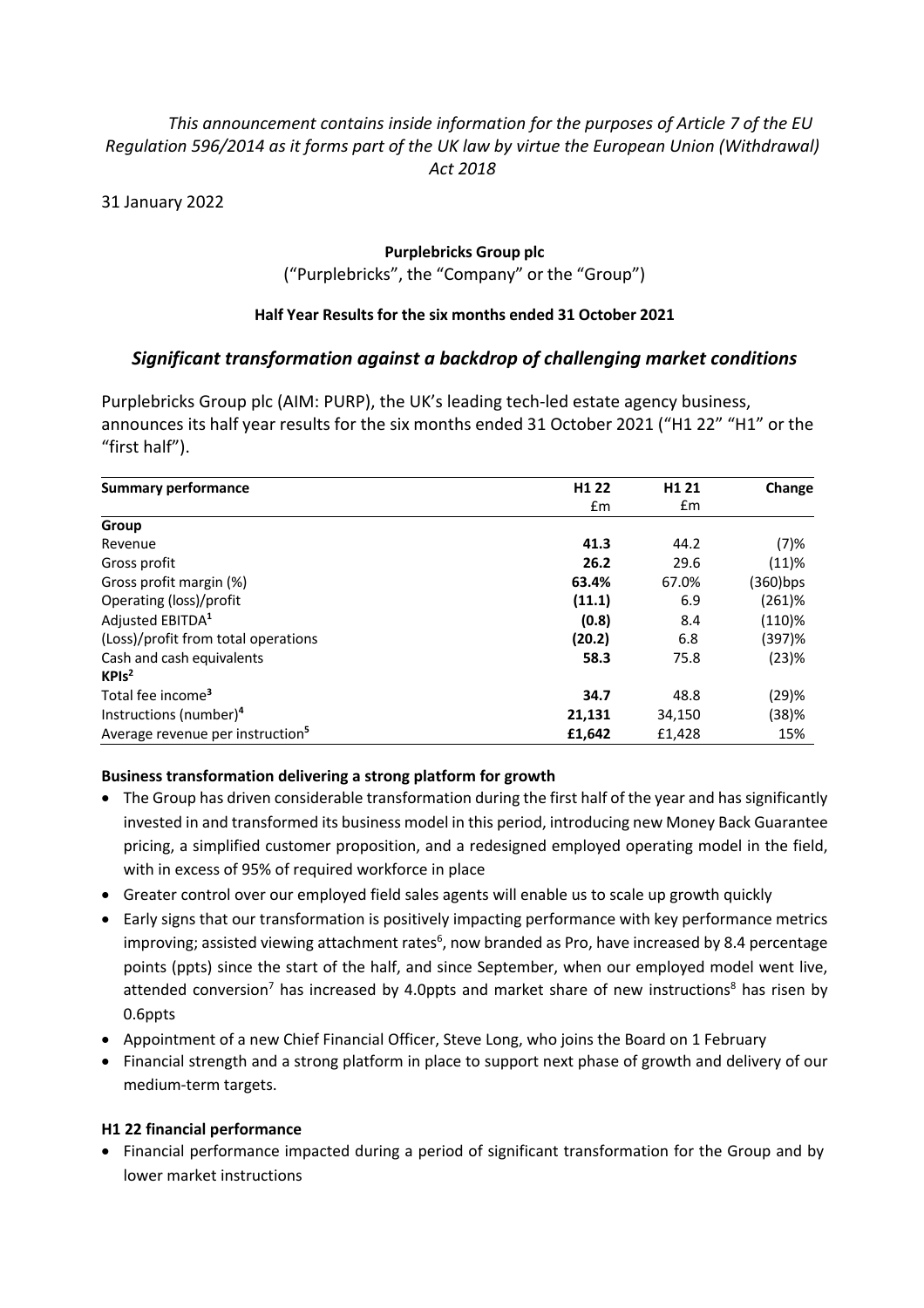*This announcement contains inside information for the purposes of Article 7 of the EU Regulation 596/2014 as it forms part of the UK law by virtue the European Union (Withdrawal) Act 2018*

31 January 2022

**Purplebricks Group plc**

("Purplebricks", the "Company" or the "Group")

**Half Year Results for the six months ended 31 October 2021**

## *Significant transformation against a backdrop of challenging market conditions*

Purplebricks Group plc (AIM: PURP), the UK's leading tech-led estate agency business, announces its half year results for the six months ended 31 October 2021 ("H1 22" "H1" or the "first half").

| **Summary performance** | **H1 22** | **H1 21** | **Change** |
|---|---|---|---|
| | £m | £m | |
| **Group** | | | |
| Revenue | **41.3** | 44.2 | (7)% |
| Gross profit | **26.2** | 29.6 | (11)% |
| Gross profit margin (%) | **63.4%** | 67.0% | (360)bps |
| Operating (loss)/profit | **(11.1)** | 6.9 | (261)% |
| Adjusted EBITDA[1] | **(0.8)** | 8.4 | (110)% |
| (Loss)/profit from total operations | **(20.2)** | 6.8 | (397)% |
| Cash and cash equivalents | **58.3** | 75.8 | (23)% |
| **KPIs[2]** | | | |
| Total fee income[3] | **34.7** | 48.8 | (29)% |
| Instructions (number)[4] | **21,131** | 34,150 | (38)% |
| Average revenue per instruction[5] | **£1,642** | £1,428 | 15% |

**Business transformation delivering a strong platform for growth**

- The Group has driven considerable transformation during the first half of the year and has significantly invested in and transformed its business model in this period, introducing new Money Back Guarantee pricing, a simplified customer proposition, and a redesigned employed operating model in the field, with in excess of 95% of required workforce in place
- Greater control over our employed field sales agents will enable us to scale up growth quickly
- Early signs that our transformation is positively impacting performance with key performance metrics improving; assisted viewing attachment rates[6], now branded as Pro, have increased by 8.4 percentage points (ppts) since the start of the half, and since September, when our employed model went live, attended conversion[7] has increased by 4.0ppts and market share of new instructions[8] has risen by 0.6ppts
- Appointment of a new Chief Financial Officer, Steve Long, who joins the Board on 1 February
- Financial strength and a strong platform in place to support next phase of growth and delivery of our medium-term targets.

**H1 22 financial performance**

- Financial performance impacted during a period of significant transformation for the Group and by lower market instructions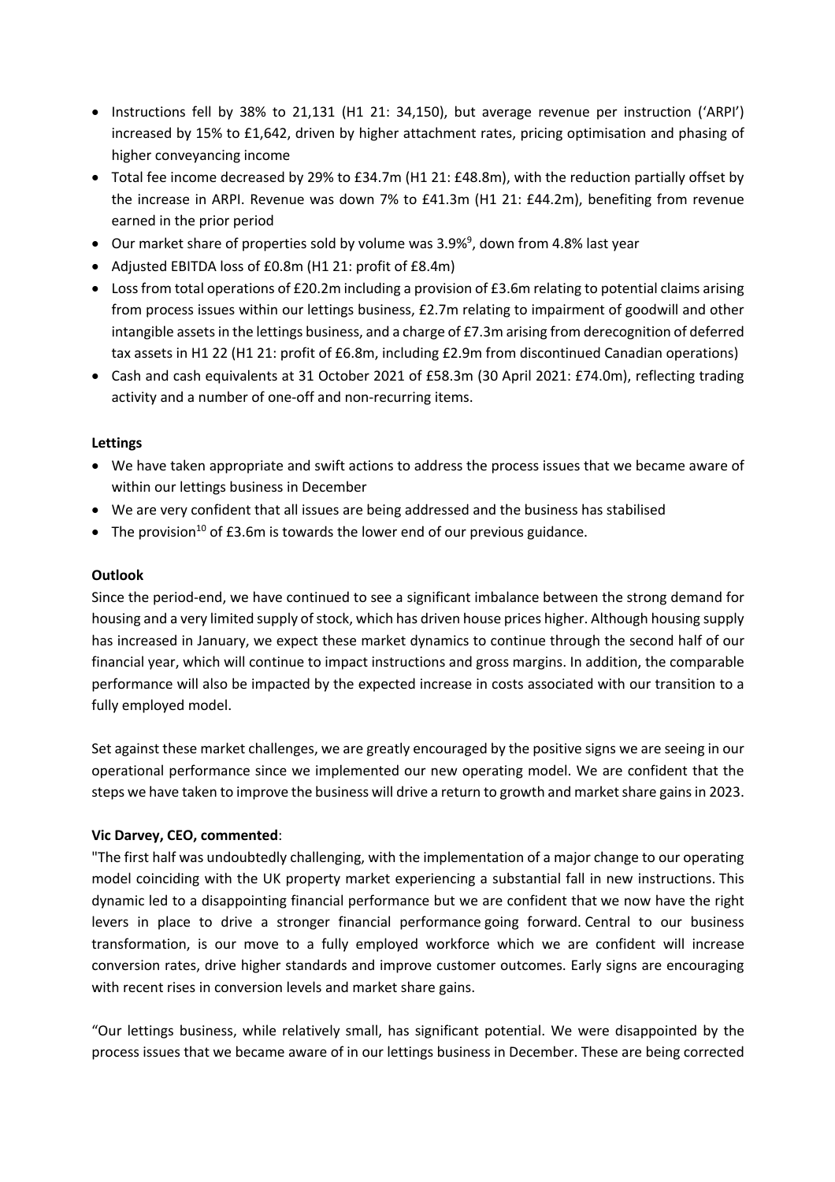- Instructions fell by 38% to 21,131 (H1 21: 34,150), but average revenue per instruction ('ARPI') increased by 15% to £1,642, driven by higher attachment rates, pricing optimisation and phasing of higher conveyancing income
- Total fee income decreased by 29% to £34.7m (H1 21: £48.8m), with the reduction partially offset by the increase in ARPI. Revenue was down 7% to £41.3m (H1 21: £44.2m), benefiting from revenue earned in the prior period
- Our market share of properties sold by volume was 3.9%[9], down from 4.8% last year
- Adjusted EBITDA loss of £0.8m (H1 21: profit of £8.4m)
- Loss from total operations of £20.2m including a provision of £3.6m relating to potential claims arising from process issues within our lettings business, £2.7m relating to impairment of goodwill and other intangible assets in the lettings business, and a charge of £7.3m arising from derecognition of deferred tax assets in H1 22 (H1 21: profit of £6.8m, including £2.9m from discontinued Canadian operations)
- Cash and cash equivalents at 31 October 2021 of £58.3m (30 April 2021: £74.0m), reflecting trading activity and a number of one-off and non-recurring items.

**Lettings**

- We have taken appropriate and swift actions to address the process issues that we became aware of within our lettings business in December
- We are very confident that all issues are being addressed and the business has stabilised
- The provision[10] of £3.6m is towards the lower end of our previous guidance.

**Outlook**

Since the period-end, we have continued to see a significant imbalance between the strong demand for housing and a very limited supply of stock, which has driven house prices higher. Although housing supply has increased in January, we expect these market dynamics to continue through the second half of our financial year, which will continue to impact instructions and gross margins. In addition, the comparable performance will also be impacted by the expected increase in costs associated with our transition to a fully employed model.

Set against these market challenges, we are greatly encouraged by the positive signs we are seeing in our operational performance since we implemented our new operating model. We are confident that the steps we have taken to improve the business will drive a return to growth and market share gains in 2023.

**Vic Darvey, CEO, commented**:

"The first half was undoubtedly challenging, with the implementation of a major change to our operating model coinciding with the UK property market experiencing a substantial fall in new instructions. This dynamic led to a disappointing financial performance but we are confident that we now have the right levers in place to drive a stronger financial performance going forward. Central to our business transformation, is our move to a fully employed workforce which we are confident will increase conversion rates, drive higher standards and improve customer outcomes. Early signs are encouraging with recent rises in conversion levels and market share gains.

"Our lettings business, while relatively small, has significant potential. We were disappointed by the process issues that we became aware of in our lettings business in December. These are being corrected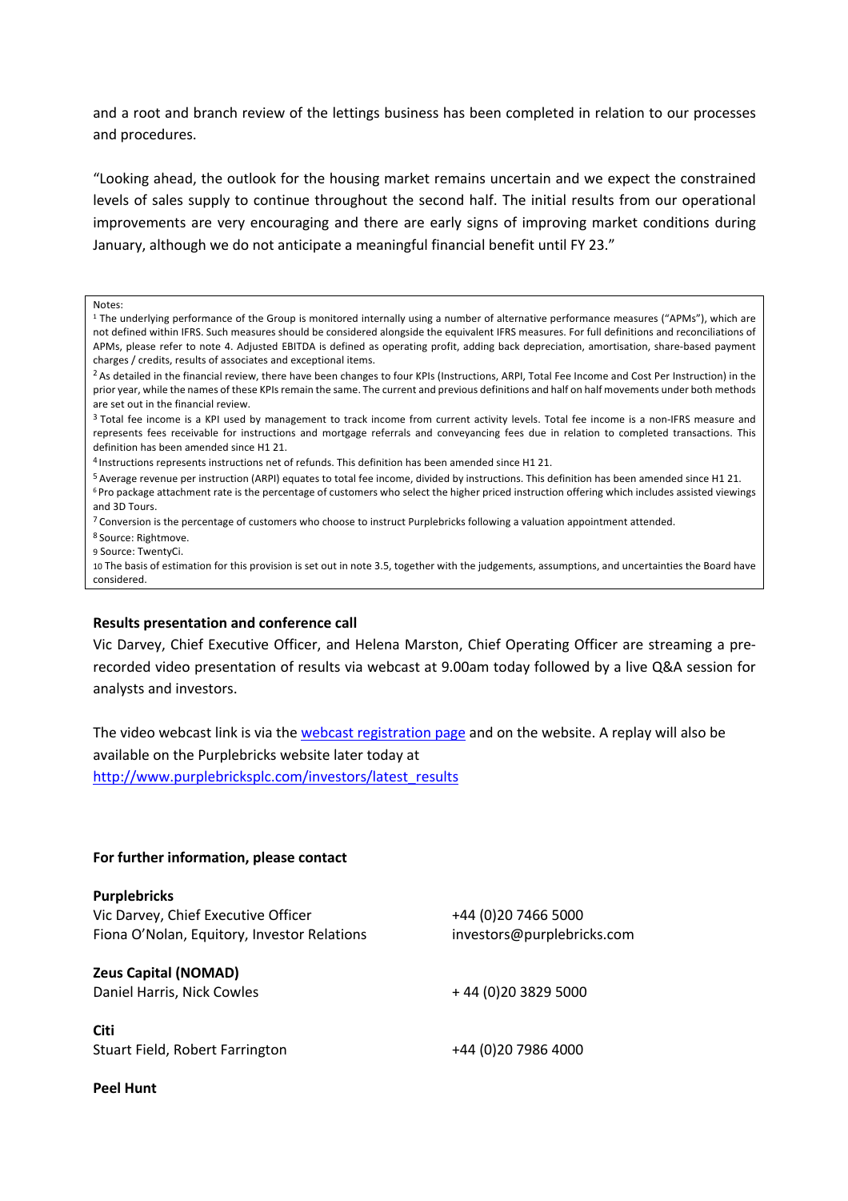and a root and branch review of the lettings business has been completed in relation to our processes and procedures.

"Looking ahead, the outlook for the housing market remains uncertain and we expect the constrained levels of sales supply to continue throughout the second half. The initial results from our operational improvements are very encouraging and there are early signs of improving market conditions during January, although we do not anticipate a meaningful financial benefit until FY 23."

Notes:

[1] The underlying performance of the Group is monitored internally using a number of alternative performance measures ("APMs"), which are not defined within IFRS. Such measures should be considered alongside the equivalent IFRS measures. For full definitions and reconciliations of APMs, please refer to note 4. Adjusted EBITDA is defined as operating profit, adding back depreciation, amortisation, share-based payment charges / credits, results of associates and exceptional items.

[2] As detailed in the financial review, there have been changes to four KPIs (Instructions, ARPI, Total Fee Income and Cost Per Instruction) in the prior year, while the names of these KPIs remain the same. The current and previous definitions and half on half movements under both methods are set out in the financial review.

[3] Total fee income is a KPI used by management to track income from current activity levels. Total fee income is a non-IFRS measure and represents fees receivable for instructions and mortgage referrals and conveyancing fees due in relation to completed transactions. This definition has been amended since H1 21.

[4] Instructions represents instructions net of refunds. This definition has been amended since H1 21.

[5] Average revenue per instruction (ARPI) equates to total fee income, divided by instructions. This definition has been amended since H1 21.

[6] Pro package attachment rate is the percentage of customers who select the higher priced instruction offering which includes assisted viewings and 3D Tours.

[7] Conversion is the percentage of customers who choose to instruct Purplebricks following a valuation appointment attended.

[8] Source: Rightmove.

[9] Source: TwentyCi.

[10] The basis of estimation for this provision is set out in note 3.5, together with the judgements, assumptions, and uncertainties the Board have considered.

**Results presentation and conference call**

Vic Darvey, Chief Executive Officer, and Helena Marston, Chief Operating Officer are streaming a pre-recorded video presentation of results via webcast at 9.00am today followed by a live Q&A session for analysts and investors.

The video webcast link is via the webcast registration page and on the website. A replay will also be available on the Purplebricks website later today at http://www.purplebricksplc.com/investors/latest_results

**For further information, please contact**

| | |
|---|---|
| **Purplebricks** | |
| Vic Darvey, Chief Executive Officer | +44 (0)20 7466 5000 |
| Fiona O'Nolan, Equitory, Investor Relations | investors@purplebricks.com |
| **Zeus Capital (NOMAD)** | |
| Daniel Harris, Nick Cowles | + 44 (0)20 3829 5000 |
| **Citi** | |
| Stuart Field, Robert Farrington | +44 (0)20 7986 4000 |
| **Peel Hunt** | |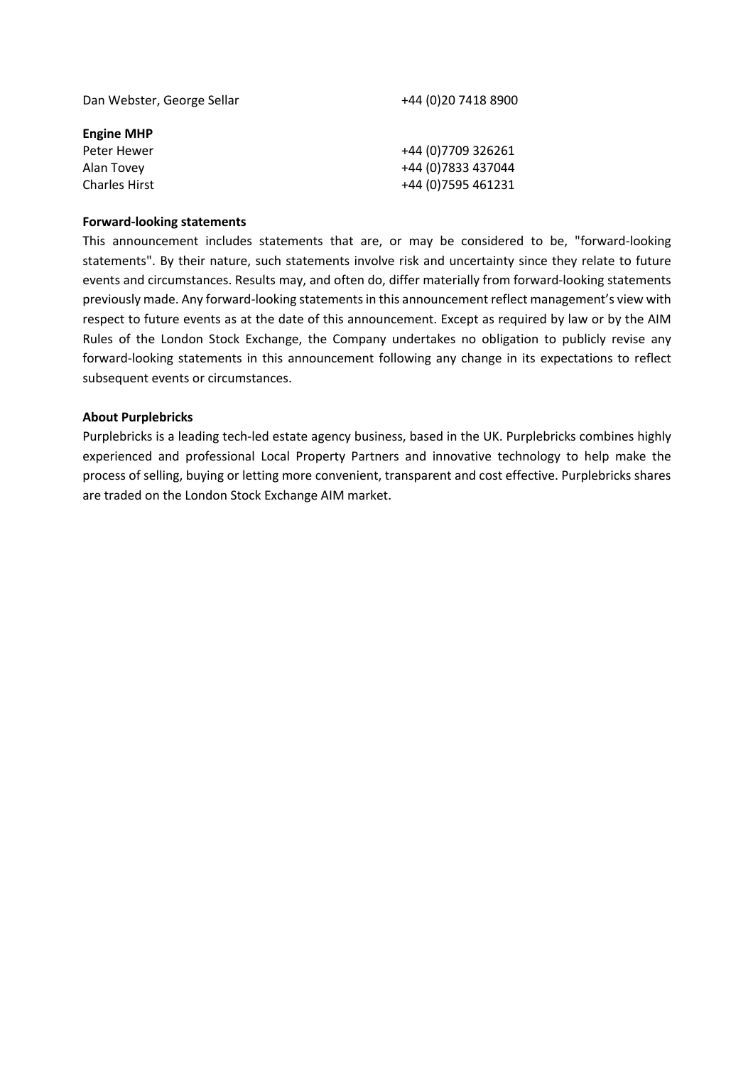Dan Webster, George Sellar +44 (0)20 7418 8900

**Engine MHP**

Peter Hewer +44 (0)7709 326261
Alan Tovey +44 (0)7833 437044
Charles Hirst +44 (0)7595 461231

**Forward-looking statements**

This announcement includes statements that are, or may be considered to be, "forward-looking statements". By their nature, such statements involve risk and uncertainty since they relate to future events and circumstances. Results may, and often do, differ materially from forward-looking statements previously made. Any forward-looking statements in this announcement reflect management's view with respect to future events as at the date of this announcement. Except as required by law or by the AIM Rules of the London Stock Exchange, the Company undertakes no obligation to publicly revise any forward-looking statements in this announcement following any change in its expectations to reflect subsequent events or circumstances.

**About Purplebricks**

Purplebricks is a leading tech-led estate agency business, based in the UK. Purplebricks combines highly experienced and professional Local Property Partners and innovative technology to help make the process of selling, buying or letting more convenient, transparent and cost effective. Purplebricks shares are traded on the London Stock Exchange AIM market.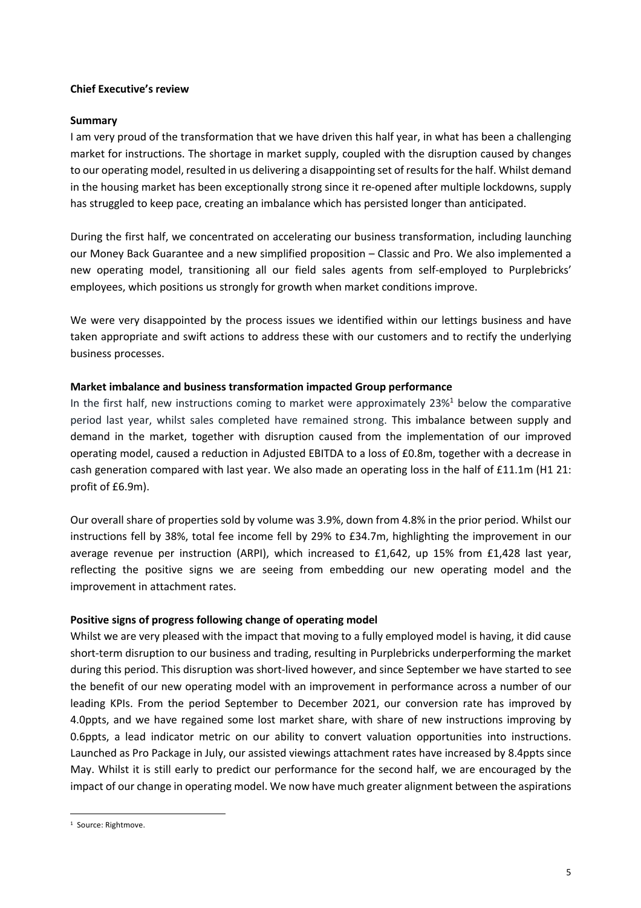**Chief Executive's review**

**Summary**

I am very proud of the transformation that we have driven this half year, in what has been a challenging market for instructions. The shortage in market supply, coupled with the disruption caused by changes to our operating model, resulted in us delivering a disappointing set of results for the half. Whilst demand in the housing market has been exceptionally strong since it re-opened after multiple lockdowns, supply has struggled to keep pace, creating an imbalance which has persisted longer than anticipated.

During the first half, we concentrated on accelerating our business transformation, including launching our Money Back Guarantee and a new simplified proposition – Classic and Pro. We also implemented a new operating model, transitioning all our field sales agents from self-employed to Purplebricks' employees, which positions us strongly for growth when market conditions improve.

We were very disappointed by the process issues we identified within our lettings business and have taken appropriate and swift actions to address these with our customers and to rectify the underlying business processes.

**Market imbalance and business transformation impacted Group performance**

In the first half, new instructions coming to market were approximately 23%[1] below the comparative period last year, whilst sales completed have remained strong. This imbalance between supply and demand in the market, together with disruption caused from the implementation of our improved operating model, caused a reduction in Adjusted EBITDA to a loss of £0.8m, together with a decrease in cash generation compared with last year. We also made an operating loss in the half of £11.1m (H1 21: profit of £6.9m).

Our overall share of properties sold by volume was 3.9%, down from 4.8% in the prior period. Whilst our instructions fell by 38%, total fee income fell by 29% to £34.7m, highlighting the improvement in our average revenue per instruction (ARPI), which increased to £1,642, up 15% from £1,428 last year, reflecting the positive signs we are seeing from embedding our new operating model and the improvement in attachment rates.

**Positive signs of progress following change of operating model**

Whilst we are very pleased with the impact that moving to a fully employed model is having, it did cause short-term disruption to our business and trading, resulting in Purplebricks underperforming the market during this period. This disruption was short-lived however, and since September we have started to see the benefit of our new operating model with an improvement in performance across a number of our leading KPIs. From the period September to December 2021, our conversion rate has improved by 4.0ppts, and we have regained some lost market share, with share of new instructions improving by 0.6ppts, a lead indicator metric on our ability to convert valuation opportunities into instructions. Launched as Pro Package in July, our assisted viewings attachment rates have increased by 8.4ppts since May. Whilst it is still early to predict our performance for the second half, we are encouraged by the impact of our change in operating model. We now have much greater alignment between the aspirations

[1] Source: Rightmove.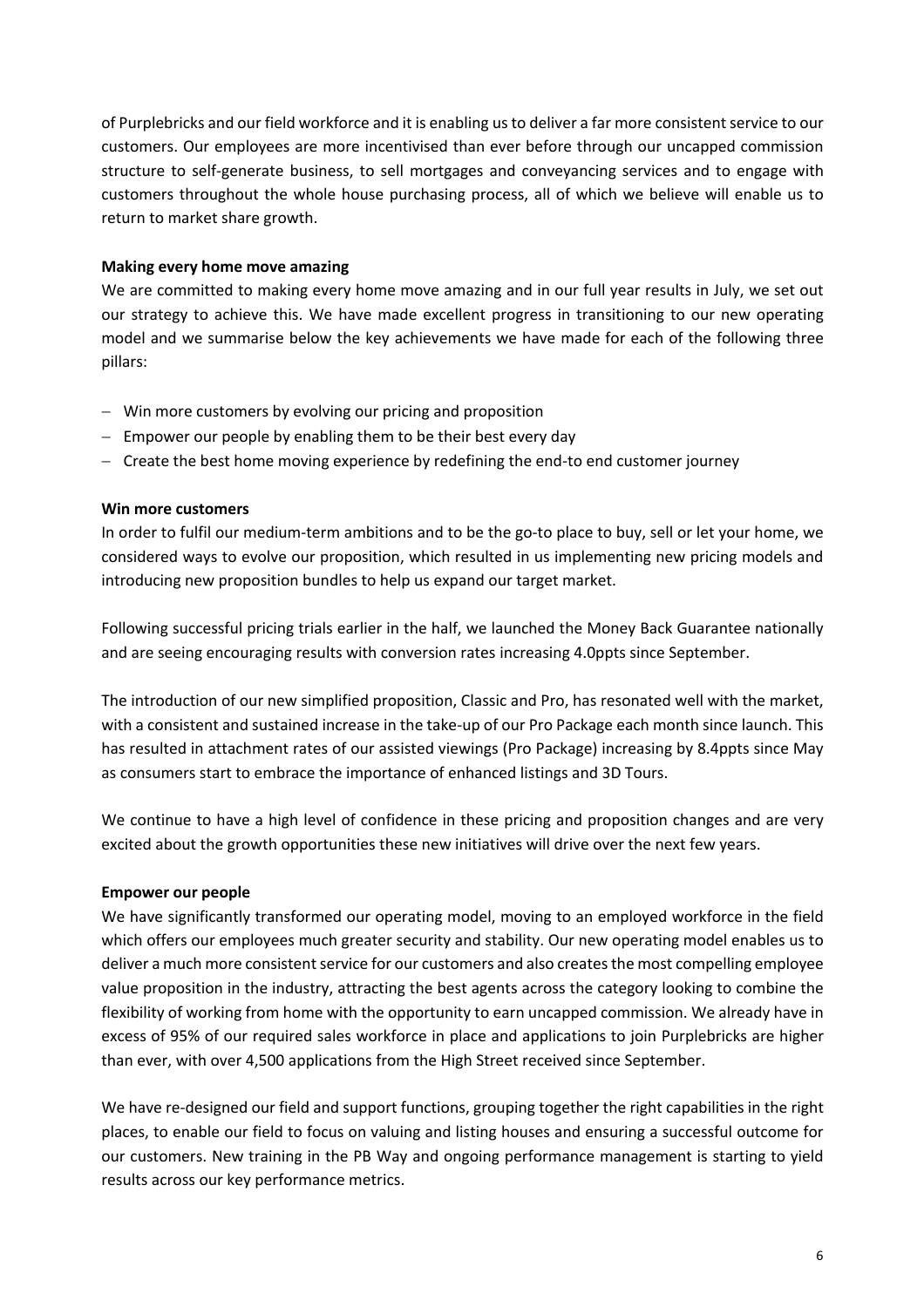of Purplebricks and our field workforce and it is enabling us to deliver a far more consistent service to our customers. Our employees are more incentivised than ever before through our uncapped commission structure to self-generate business, to sell mortgages and conveyancing services and to engage with customers throughout the whole house purchasing process, all of which we believe will enable us to return to market share growth.

**Making every home move amazing**

We are committed to making every home move amazing and in our full year results in July, we set out our strategy to achieve this. We have made excellent progress in transitioning to our new operating model and we summarise below the key achievements we have made for each of the following three pillars:

- Win more customers by evolving our pricing and proposition
- Empower our people by enabling them to be their best every day
- Create the best home moving experience by redefining the end-to end customer journey

**Win more customers**

In order to fulfil our medium-term ambitions and to be the go-to place to buy, sell or let your home, we considered ways to evolve our proposition, which resulted in us implementing new pricing models and introducing new proposition bundles to help us expand our target market.

Following successful pricing trials earlier in the half, we launched the Money Back Guarantee nationally and are seeing encouraging results with conversion rates increasing 4.0ppts since September.

The introduction of our new simplified proposition, Classic and Pro, has resonated well with the market, with a consistent and sustained increase in the take-up of our Pro Package each month since launch. This has resulted in attachment rates of our assisted viewings (Pro Package) increasing by 8.4ppts since May as consumers start to embrace the importance of enhanced listings and 3D Tours.

We continue to have a high level of confidence in these pricing and proposition changes and are very excited about the growth opportunities these new initiatives will drive over the next few years.

**Empower our people**

We have significantly transformed our operating model, moving to an employed workforce in the field which offers our employees much greater security and stability. Our new operating model enables us to deliver a much more consistent service for our customers and also creates the most compelling employee value proposition in the industry, attracting the best agents across the category looking to combine the flexibility of working from home with the opportunity to earn uncapped commission. We already have in excess of 95% of our required sales workforce in place and applications to join Purplebricks are higher than ever, with over 4,500 applications from the High Street received since September.

We have re-designed our field and support functions, grouping together the right capabilities in the right places, to enable our field to focus on valuing and listing houses and ensuring a successful outcome for our customers. New training in the PB Way and ongoing performance management is starting to yield results across our key performance metrics.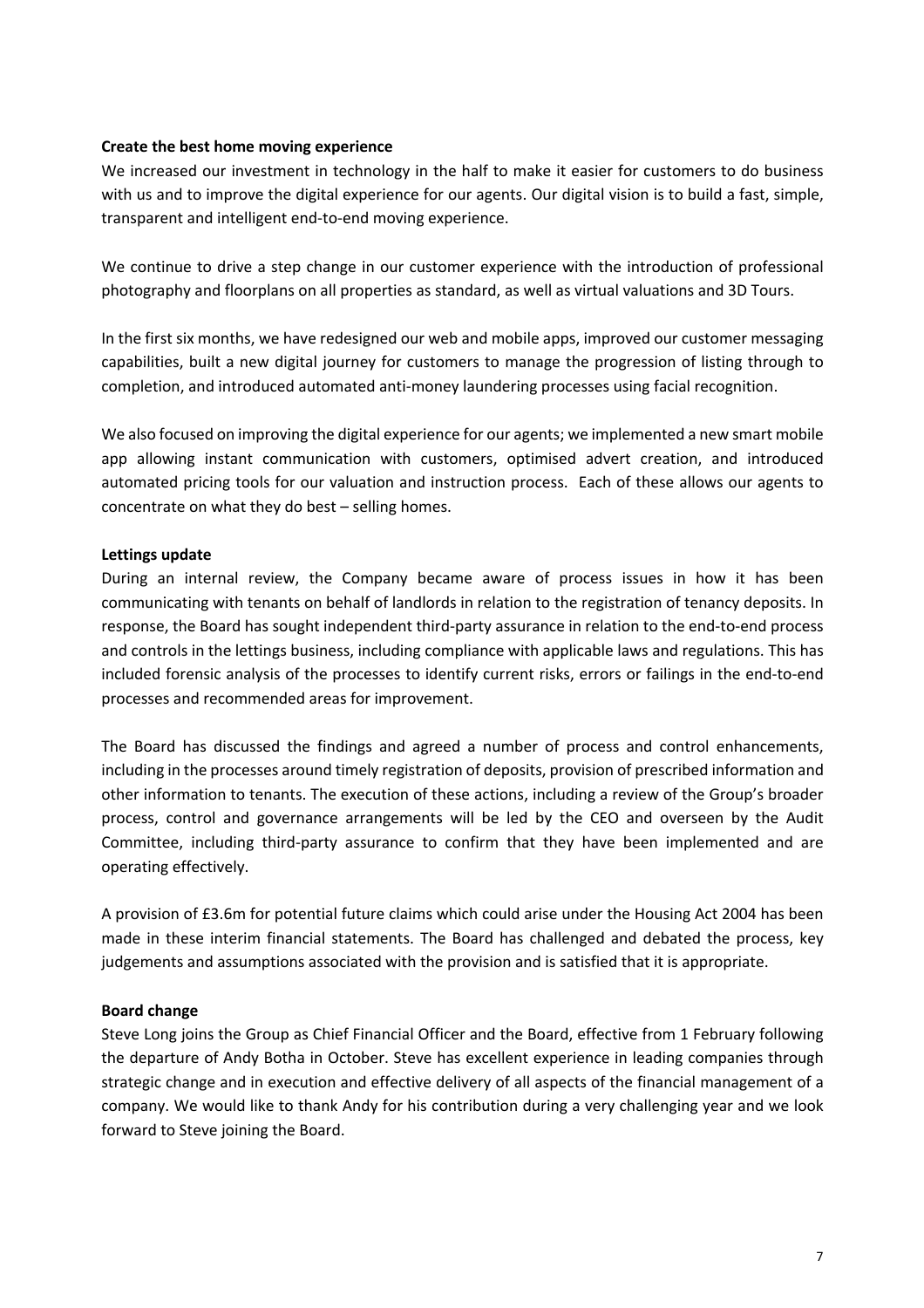**Create the best home moving experience**

We increased our investment in technology in the half to make it easier for customers to do business with us and to improve the digital experience for our agents. Our digital vision is to build a fast, simple, transparent and intelligent end-to-end moving experience.

We continue to drive a step change in our customer experience with the introduction of professional photography and floorplans on all properties as standard, as well as virtual valuations and 3D Tours.

In the first six months, we have redesigned our web and mobile apps, improved our customer messaging capabilities, built a new digital journey for customers to manage the progression of listing through to completion, and introduced automated anti-money laundering processes using facial recognition.

We also focused on improving the digital experience for our agents; we implemented a new smart mobile app allowing instant communication with customers, optimised advert creation, and introduced automated pricing tools for our valuation and instruction process. Each of these allows our agents to concentrate on what they do best – selling homes.

**Lettings update**

During an internal review, the Company became aware of process issues in how it has been communicating with tenants on behalf of landlords in relation to the registration of tenancy deposits. In response, the Board has sought independent third-party assurance in relation to the end-to-end process and controls in the lettings business, including compliance with applicable laws and regulations. This has included forensic analysis of the processes to identify current risks, errors or failings in the end-to-end processes and recommended areas for improvement.

The Board has discussed the findings and agreed a number of process and control enhancements, including in the processes around timely registration of deposits, provision of prescribed information and other information to tenants. The execution of these actions, including a review of the Group's broader process, control and governance arrangements will be led by the CEO and overseen by the Audit Committee, including third-party assurance to confirm that they have been implemented and are operating effectively.

A provision of £3.6m for potential future claims which could arise under the Housing Act 2004 has been made in these interim financial statements. The Board has challenged and debated the process, key judgements and assumptions associated with the provision and is satisfied that it is appropriate.

**Board change**

Steve Long joins the Group as Chief Financial Officer and the Board, effective from 1 February following the departure of Andy Botha in October. Steve has excellent experience in leading companies through strategic change and in execution and effective delivery of all aspects of the financial management of a company. We would like to thank Andy for his contribution during a very challenging year and we look forward to Steve joining the Board.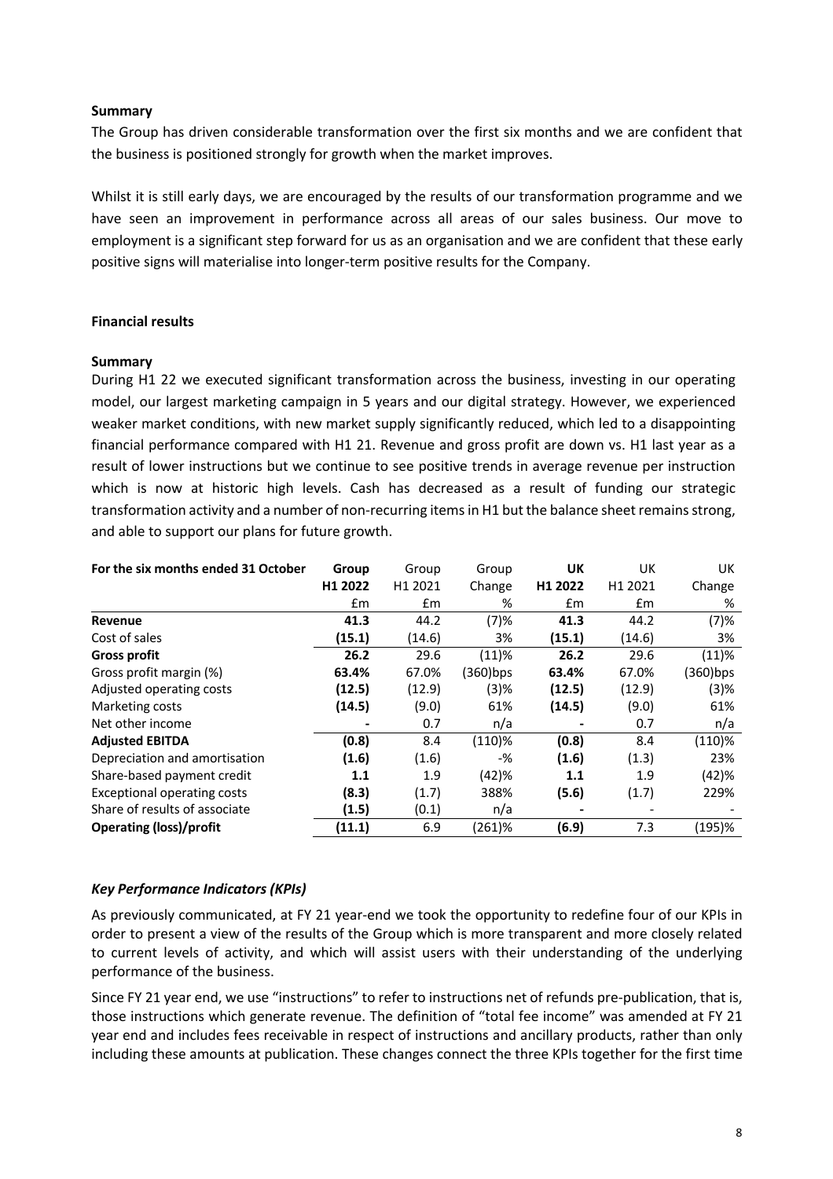**Summary**

The Group has driven considerable transformation over the first six months and we are confident that the business is positioned strongly for growth when the market improves.

Whilst it is still early days, we are encouraged by the results of our transformation programme and we have seen an improvement in performance across all areas of our sales business. Our move to employment is a significant step forward for us as an organisation and we are confident that these early positive signs will materialise into longer-term positive results for the Company.

**Financial results**

**Summary**

During H1 22 we executed significant transformation across the business, investing in our operating model, our largest marketing campaign in 5 years and our digital strategy. However, we experienced weaker market conditions, with new market supply significantly reduced, which led to a disappointing financial performance compared with H1 21. Revenue and gross profit are down vs. H1 last year as a result of lower instructions but we continue to see positive trends in average revenue per instruction which is now at historic high levels. Cash has decreased as a result of funding our strategic transformation activity and a number of non-recurring items in H1 but the balance sheet remains strong, and able to support our plans for future growth.

| For the six months ended 31 October | Group H1 2022 | Group H1 2021 | Group Change | UK H1 2022 | UK H1 2021 | UK Change |
|---|---|---|---|---|---|---|
| | £m | £m | % | £m | £m | % |
| **Revenue** | **41.3** | 44.2 | (7)% | **41.3** | 44.2 | (7)% |
| Cost of sales | **(15.1)** | (14.6) | 3% | **(15.1)** | (14.6) | 3% |
| **Gross profit** | **26.2** | 29.6 | (11)% | **26.2** | 29.6 | (11)% |
| Gross profit margin (%) | **63.4%** | 67.0% | (360)bps | **63.4%** | 67.0% | (360)bps |
| Adjusted operating costs | **(12.5)** | (12.9) | (3)% | **(12.5)** | (12.9) | (3)% |
| Marketing costs | **(14.5)** | (9.0) | 61% | **(14.5)** | (9.0) | 61% |
| Net other income | **-** | 0.7 | n/a | **-** | 0.7 | n/a |
| **Adjusted EBITDA** | **(0.8)** | 8.4 | (110)% | **(0.8)** | 8.4 | (110)% |
| Depreciation and amortisation | **(1.6)** | (1.6) | -% | **(1.6)** | (1.3) | 23% |
| Share-based payment credit | **1.1** | 1.9 | (42)% | **1.1** | 1.9 | (42)% |
| Exceptional operating costs | **(8.3)** | (1.7) | 388% | **(5.6)** | (1.7) | 229% |
| Share of results of associate | **(1.5)** | (0.1) | n/a | **-** | - | - |
| **Operating (loss)/profit** | **(11.1)** | 6.9 | (261)% | **(6.9)** | 7.3 | (195)% |

***Key Performance Indicators (KPIs)***

As previously communicated, at FY 21 year-end we took the opportunity to redefine four of our KPIs in order to present a view of the results of the Group which is more transparent and more closely related to current levels of activity, and which will assist users with their understanding of the underlying performance of the business.

Since FY 21 year end, we use "instructions" to refer to instructions net of refunds pre-publication, that is, those instructions which generate revenue. The definition of "total fee income" was amended at FY 21 year end and includes fees receivable in respect of instructions and ancillary products, rather than only including these amounts at publication. These changes connect the three KPIs together for the first time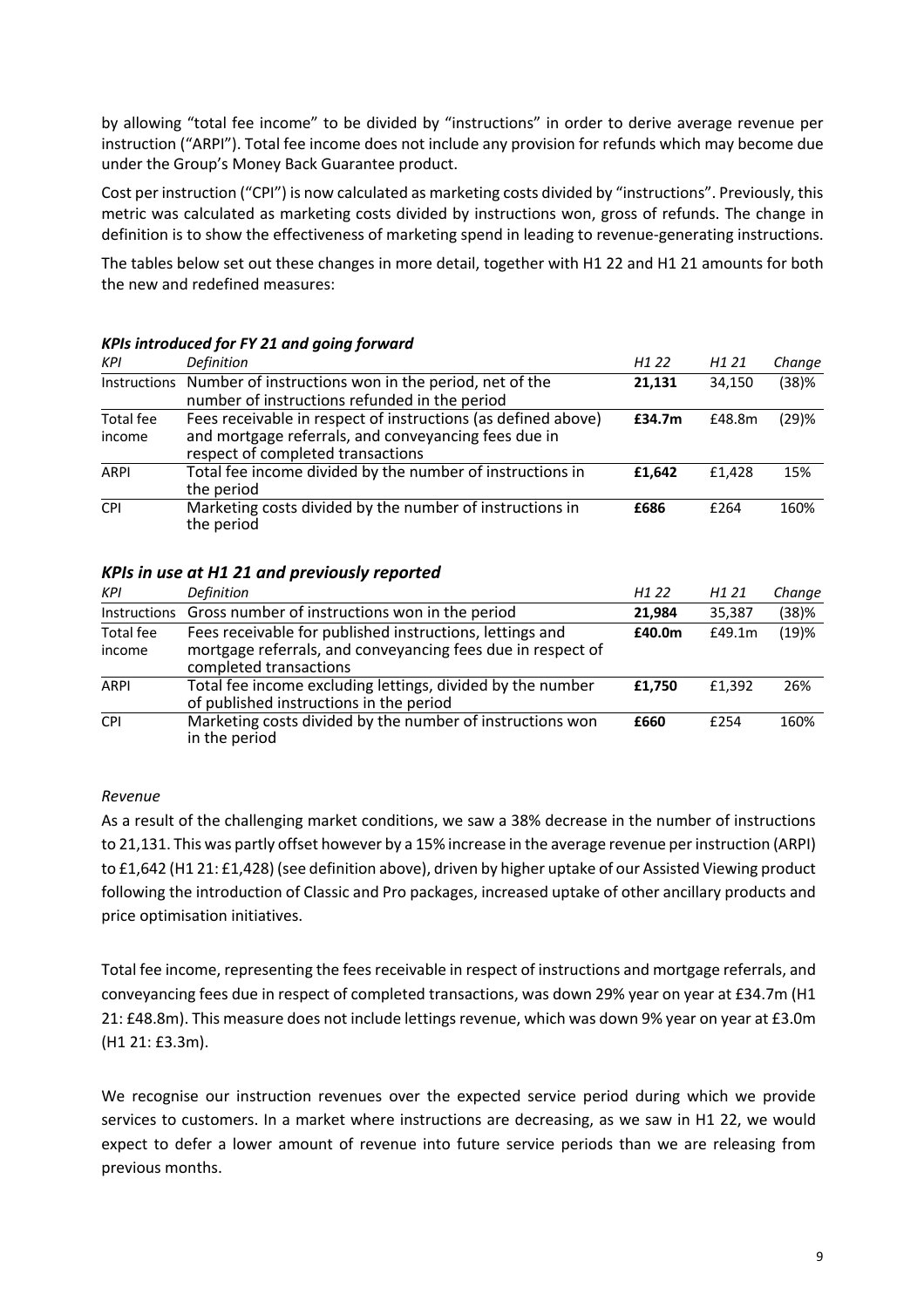by allowing "total fee income" to be divided by "instructions" in order to derive average revenue per instruction ("ARPI"). Total fee income does not include any provision for refunds which may become due under the Group's Money Back Guarantee product.

Cost per instruction ("CPI") is now calculated as marketing costs divided by "instructions". Previously, this metric was calculated as marketing costs divided by instructions won, gross of refunds. The change in definition is to show the effectiveness of marketing spend in leading to revenue-generating instructions.

The tables below set out these changes in more detail, together with H1 22 and H1 21 amounts for both the new and redefined measures:

### *KPIs introduced for FY 21 and going forward*

| *KPI* | *Definition* | *H1 22* | *H1 21* | *Change* |
|---|---|---|---|---|
| Instructions | Number of instructions won in the period, net of the number of instructions refunded in the period | **21,131** | 34,150 | (38)% |
| Total fee income | Fees receivable in respect of instructions (as defined above) and mortgage referrals, and conveyancing fees due in respect of completed transactions | **£34.7m** | £48.8m | (29)% |
| ARPI | Total fee income divided by the number of instructions in the period | **£1,642** | £1,428 | 15% |
| CPI | Marketing costs divided by the number of instructions in the period | **£686** | £264 | 160% |

### *KPIs in use at H1 21 and previously reported*

| *KPI* | *Definition* | *H1 22* | *H1 21* | *Change* |
|---|---|---|---|---|
| Instructions | Gross number of instructions won in the period | **21,984** | 35,387 | (38)% |
| Total fee income | Fees receivable for published instructions, lettings and mortgage referrals, and conveyancing fees due in respect of completed transactions | **£40.0m** | £49.1m | (19)% |
| ARPI | Total fee income excluding lettings, divided by the number of published instructions in the period | **£1,750** | £1,392 | 26% |
| CPI | Marketing costs divided by the number of instructions won in the period | **£660** | £254 | 160% |

*Revenue*

As a result of the challenging market conditions, we saw a 38% decrease in the number of instructions to 21,131. This was partly offset however by a 15% increase in the average revenue per instruction (ARPI) to £1,642 (H1 21: £1,428) (see definition above), driven by higher uptake of our Assisted Viewing product following the introduction of Classic and Pro packages, increased uptake of other ancillary products and price optimisation initiatives.

Total fee income, representing the fees receivable in respect of instructions and mortgage referrals, and conveyancing fees due in respect of completed transactions, was down 29% year on year at £34.7m (H1 21: £48.8m). This measure does not include lettings revenue, which was down 9% year on year at £3.0m (H1 21: £3.3m).

We recognise our instruction revenues over the expected service period during which we provide services to customers. In a market where instructions are decreasing, as we saw in H1 22, we would expect to defer a lower amount of revenue into future service periods than we are releasing from previous months.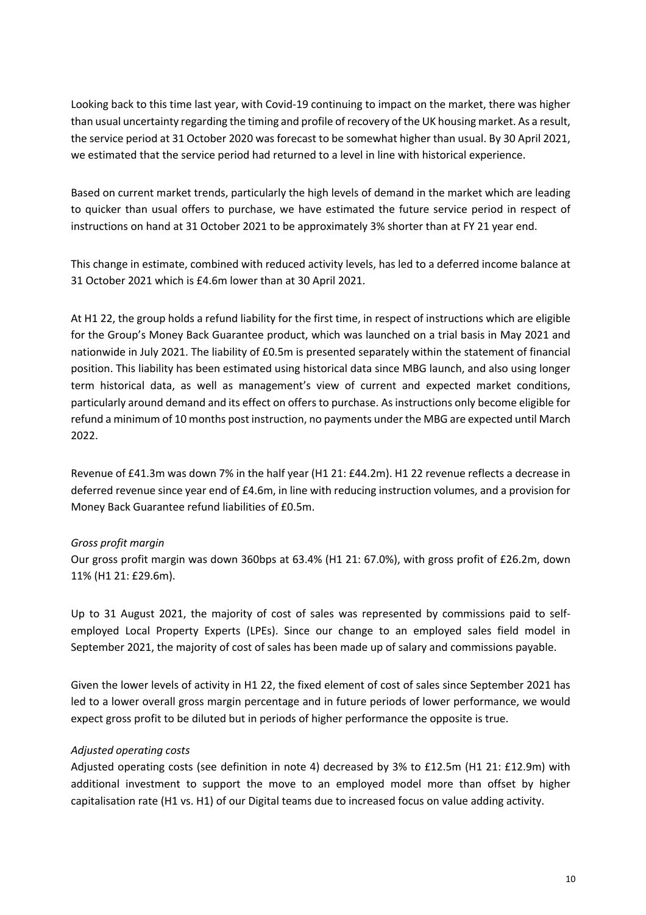Looking back to this time last year, with Covid-19 continuing to impact on the market, there was higher than usual uncertainty regarding the timing and profile of recovery of the UK housing market. As a result, the service period at 31 October 2020 was forecast to be somewhat higher than usual. By 30 April 2021, we estimated that the service period had returned to a level in line with historical experience.

Based on current market trends, particularly the high levels of demand in the market which are leading to quicker than usual offers to purchase, we have estimated the future service period in respect of instructions on hand at 31 October 2021 to be approximately 3% shorter than at FY 21 year end.

This change in estimate, combined with reduced activity levels, has led to a deferred income balance at 31 October 2021 which is £4.6m lower than at 30 April 2021.

At H1 22, the group holds a refund liability for the first time, in respect of instructions which are eligible for the Group's Money Back Guarantee product, which was launched on a trial basis in May 2021 and nationwide in July 2021. The liability of £0.5m is presented separately within the statement of financial position. This liability has been estimated using historical data since MBG launch, and also using longer term historical data, as well as management's view of current and expected market conditions, particularly around demand and its effect on offers to purchase. As instructions only become eligible for refund a minimum of 10 months post instruction, no payments under the MBG are expected until March 2022.

Revenue of £41.3m was down 7% in the half year (H1 21: £44.2m). H1 22 revenue reflects a decrease in deferred revenue since year end of £4.6m, in line with reducing instruction volumes, and a provision for Money Back Guarantee refund liabilities of £0.5m.

*Gross profit margin*

Our gross profit margin was down 360bps at 63.4% (H1 21: 67.0%), with gross profit of £26.2m, down 11% (H1 21: £29.6m).

Up to 31 August 2021, the majority of cost of sales was represented by commissions paid to self-employed Local Property Experts (LPEs). Since our change to an employed sales field model in September 2021, the majority of cost of sales has been made up of salary and commissions payable.

Given the lower levels of activity in H1 22, the fixed element of cost of sales since September 2021 has led to a lower overall gross margin percentage and in future periods of lower performance, we would expect gross profit to be diluted but in periods of higher performance the opposite is true.

*Adjusted operating costs*

Adjusted operating costs (see definition in note 4) decreased by 3% to £12.5m (H1 21: £12.9m) with additional investment to support the move to an employed model more than offset by higher capitalisation rate (H1 vs. H1) of our Digital teams due to increased focus on value adding activity.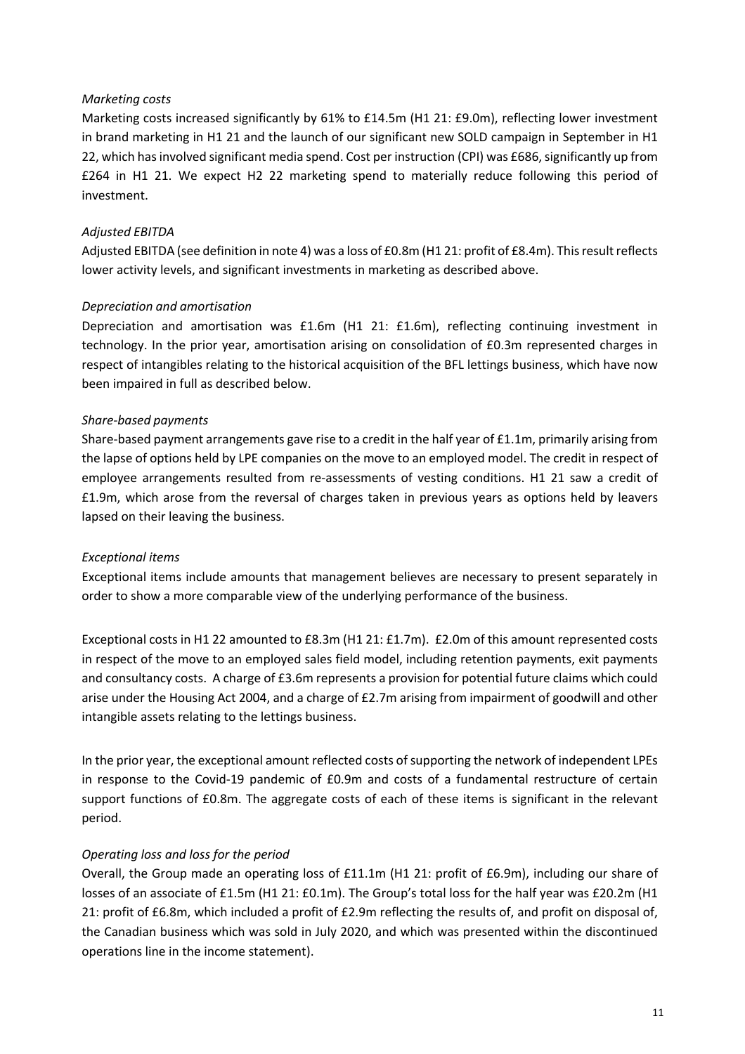*Marketing costs*

Marketing costs increased significantly by 61% to £14.5m (H1 21: £9.0m), reflecting lower investment in brand marketing in H1 21 and the launch of our significant new SOLD campaign in September in H1 22, which has involved significant media spend. Cost per instruction (CPI) was £686, significantly up from £264 in H1 21. We expect H2 22 marketing spend to materially reduce following this period of investment.

*Adjusted EBITDA*

Adjusted EBITDA (see definition in note 4) was a loss of £0.8m (H1 21: profit of £8.4m). This result reflects lower activity levels, and significant investments in marketing as described above.

*Depreciation and amortisation*

Depreciation and amortisation was £1.6m (H1 21: £1.6m), reflecting continuing investment in technology. In the prior year, amortisation arising on consolidation of £0.3m represented charges in respect of intangibles relating to the historical acquisition of the BFL lettings business, which have now been impaired in full as described below.

*Share-based payments*

Share-based payment arrangements gave rise to a credit in the half year of £1.1m, primarily arising from the lapse of options held by LPE companies on the move to an employed model. The credit in respect of employee arrangements resulted from re-assessments of vesting conditions. H1 21 saw a credit of £1.9m, which arose from the reversal of charges taken in previous years as options held by leavers lapsed on their leaving the business.

*Exceptional items*

Exceptional items include amounts that management believes are necessary to present separately in order to show a more comparable view of the underlying performance of the business.

Exceptional costs in H1 22 amounted to £8.3m (H1 21: £1.7m). £2.0m of this amount represented costs in respect of the move to an employed sales field model, including retention payments, exit payments and consultancy costs. A charge of £3.6m represents a provision for potential future claims which could arise under the Housing Act 2004, and a charge of £2.7m arising from impairment of goodwill and other intangible assets relating to the lettings business.

In the prior year, the exceptional amount reflected costs of supporting the network of independent LPEs in response to the Covid-19 pandemic of £0.9m and costs of a fundamental restructure of certain support functions of £0.8m. The aggregate costs of each of these items is significant in the relevant period.

*Operating loss and loss for the period*

Overall, the Group made an operating loss of £11.1m (H1 21: profit of £6.9m), including our share of losses of an associate of £1.5m (H1 21: £0.1m). The Group's total loss for the half year was £20.2m (H1 21: profit of £6.8m, which included a profit of £2.9m reflecting the results of, and profit on disposal of, the Canadian business which was sold in July 2020, and which was presented within the discontinued operations line in the income statement).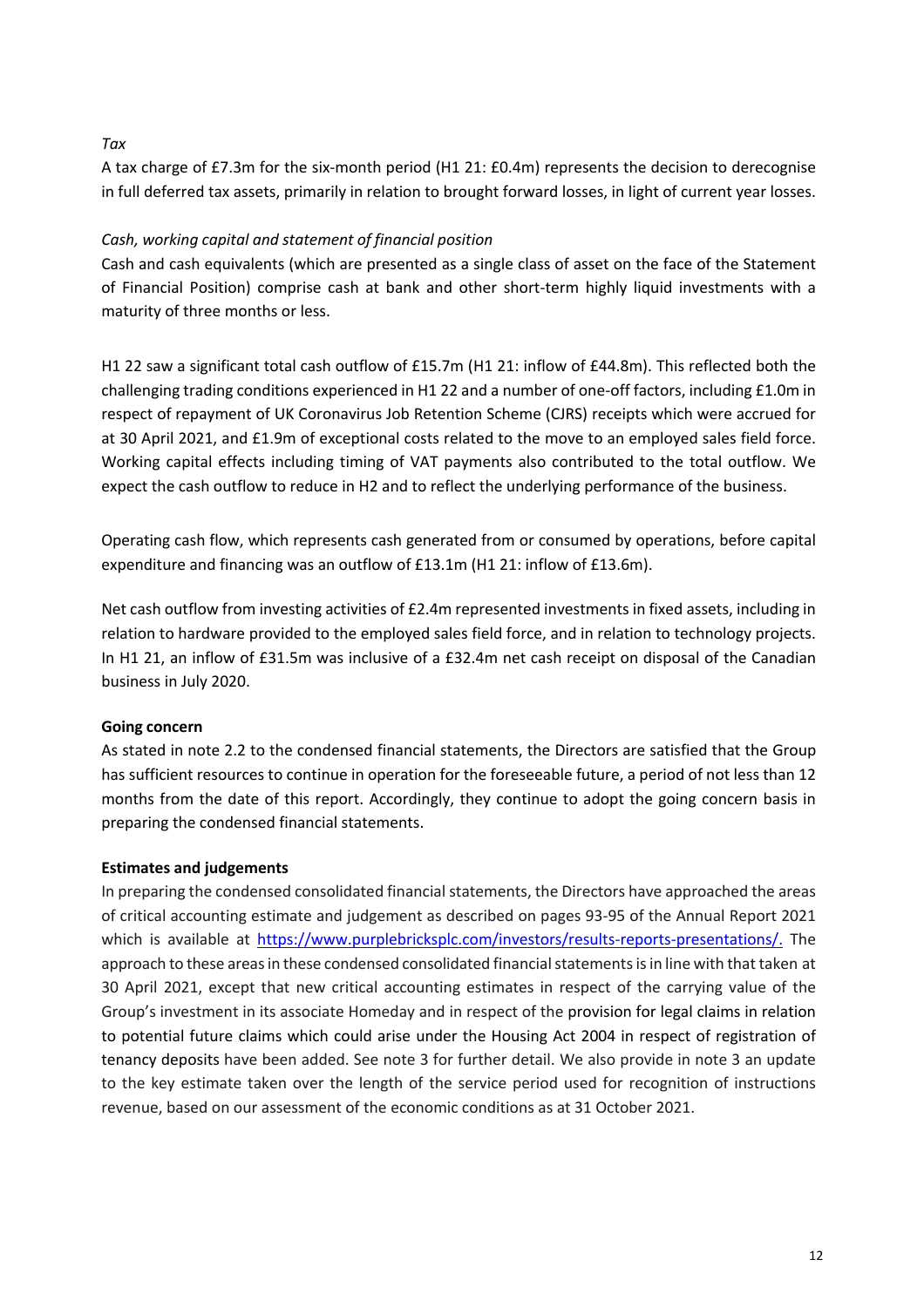*Tax*

A tax charge of £7.3m for the six-month period (H1 21: £0.4m) represents the decision to derecognise in full deferred tax assets, primarily in relation to brought forward losses, in light of current year losses.

*Cash, working capital and statement of financial position*

Cash and cash equivalents (which are presented as a single class of asset on the face of the Statement of Financial Position) comprise cash at bank and other short-term highly liquid investments with a maturity of three months or less.

H1 22 saw a significant total cash outflow of £15.7m (H1 21: inflow of £44.8m). This reflected both the challenging trading conditions experienced in H1 22 and a number of one-off factors, including £1.0m in respect of repayment of UK Coronavirus Job Retention Scheme (CJRS) receipts which were accrued for at 30 April 2021, and £1.9m of exceptional costs related to the move to an employed sales field force. Working capital effects including timing of VAT payments also contributed to the total outflow. We expect the cash outflow to reduce in H2 and to reflect the underlying performance of the business.

Operating cash flow, which represents cash generated from or consumed by operations, before capital expenditure and financing was an outflow of £13.1m (H1 21: inflow of £13.6m).

Net cash outflow from investing activities of £2.4m represented investments in fixed assets, including in relation to hardware provided to the employed sales field force, and in relation to technology projects. In H1 21, an inflow of £31.5m was inclusive of a £32.4m net cash receipt on disposal of the Canadian business in July 2020.

**Going concern**

As stated in note 2.2 to the condensed financial statements, the Directors are satisfied that the Group has sufficient resources to continue in operation for the foreseeable future, a period of not less than 12 months from the date of this report. Accordingly, they continue to adopt the going concern basis in preparing the condensed financial statements.

**Estimates and judgements**

In preparing the condensed consolidated financial statements, the Directors have approached the areas of critical accounting estimate and judgement as described on pages 93-95 of the Annual Report 2021 which is available at https://www.purplebricksplc.com/investors/results-reports-presentations/. The approach to these areas in these condensed consolidated financial statements is in line with that taken at 30 April 2021, except that new critical accounting estimates in respect of the carrying value of the Group's investment in its associate Homeday and in respect of the provision for legal claims in relation to potential future claims which could arise under the Housing Act 2004 in respect of registration of tenancy deposits have been added. See note 3 for further detail. We also provide in note 3 an update to the key estimate taken over the length of the service period used for recognition of instructions revenue, based on our assessment of the economic conditions as at 31 October 2021.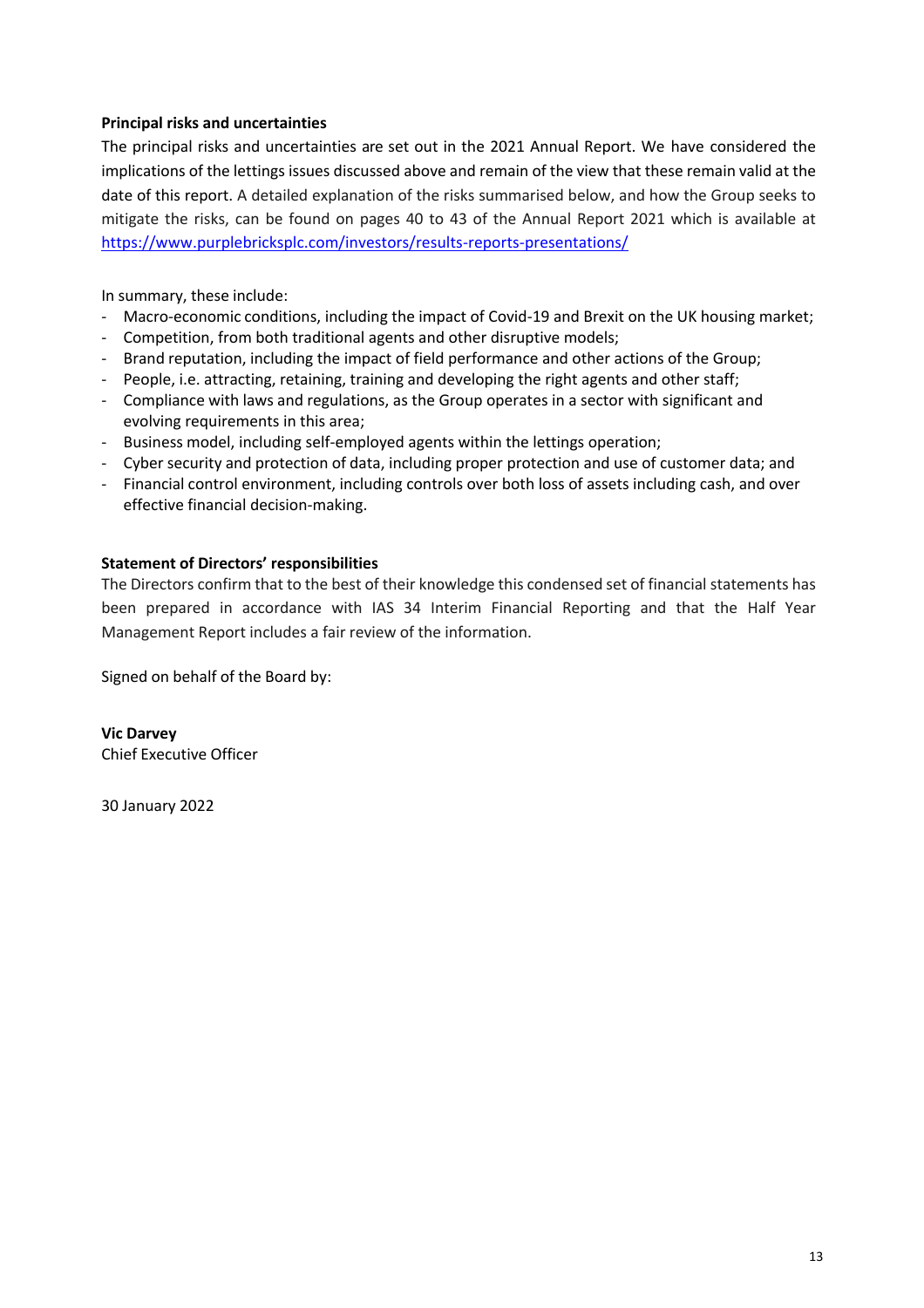**Principal risks and uncertainties**

The principal risks and uncertainties are set out in the 2021 Annual Report. We have considered the implications of the lettings issues discussed above and remain of the view that these remain valid at the date of this report. A detailed explanation of the risks summarised below, and how the Group seeks to mitigate the risks, can be found on pages 40 to 43 of the Annual Report 2021 which is available at https://www.purplebricksplc.com/investors/results-reports-presentations/

In summary, these include:

- Macro-economic conditions, including the impact of Covid-19 and Brexit on the UK housing market;
- Competition, from both traditional agents and other disruptive models;
- Brand reputation, including the impact of field performance and other actions of the Group;
- People, i.e. attracting, retaining, training and developing the right agents and other staff;
- Compliance with laws and regulations, as the Group operates in a sector with significant and evolving requirements in this area;
- Business model, including self-employed agents within the lettings operation;
- Cyber security and protection of data, including proper protection and use of customer data; and
- Financial control environment, including controls over both loss of assets including cash, and over effective financial decision-making.

**Statement of Directors' responsibilities**

The Directors confirm that to the best of their knowledge this condensed set of financial statements has been prepared in accordance with IAS 34 Interim Financial Reporting and that the Half Year Management Report includes a fair review of the information.

Signed on behalf of the Board by:

**Vic Darvey**
Chief Executive Officer

30 January 2022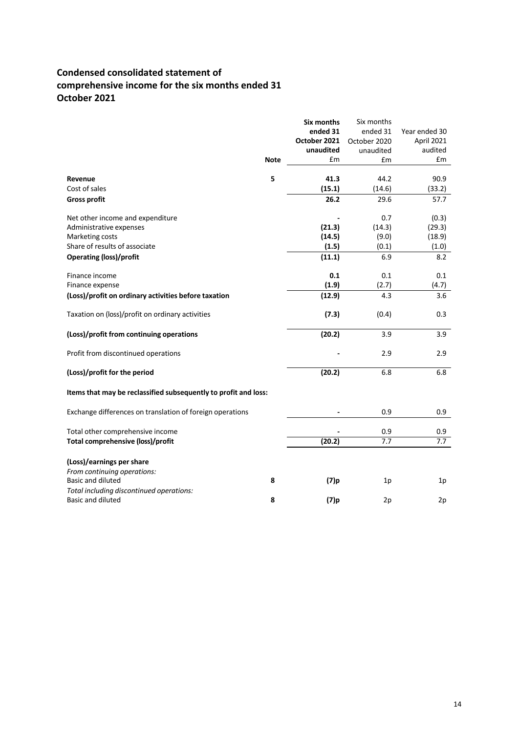## Condensed consolidated statement of comprehensive income for the six months ended 31 October 2021

| | Note | **Six months ended 31 October 2021 unaudited £m** | Six months ended 31 October 2020 unaudited £m | Year ended 30 April 2021 audited £m |
|---|---|---|---|---|
| **Revenue** | 5 | **41.3** | 44.2 | 90.9 |
| Cost of sales | | **(15.1)** | (14.6) | (33.2) |
| **Gross profit** | | **26.2** | 29.6 | 57.7 |
| Net other income and expenditure | | **-** | 0.7 | (0.3) |
| Administrative expenses | | **(21.3)** | (14.3) | (29.3) |
| Marketing costs | | **(14.5)** | (9.0) | (18.9) |
| Share of results of associate | | **(1.5)** | (0.1) | (1.0) |
| **Operating (loss)/profit** | | **(11.1)** | 6.9 | 8.2 |
| Finance income | | **0.1** | 0.1 | 0.1 |
| Finance expense | | **(1.9)** | (2.7) | (4.7) |
| **(Loss)/profit on ordinary activities before taxation** | | **(12.9)** | 4.3 | 3.6 |
| Taxation on (loss)/profit on ordinary activities | | **(7.3)** | (0.4) | 0.3 |
| **(Loss)/profit from continuing operations** | | **(20.2)** | 3.9 | 3.9 |
| Profit from discontinued operations | | **-** | 2.9 | 2.9 |
| **(Loss)/profit for the period** | | **(20.2)** | 6.8 | 6.8 |
| **Items that may be reclassified subsequently to profit and loss:** | | | | |
| Exchange differences on translation of foreign operations | | **-** | 0.9 | 0.9 |
| Total other comprehensive income | | **-** | 0.9 | 0.9 |
| **Total comprehensive (loss)/profit** | | **(20.2)** | 7.7 | 7.7 |
| **(Loss)/earnings per share** | | | | |
| *From continuing operations:* | | | | |
| Basic and diluted | 8 | **(7)p** | 1p | 1p |
| *Total including discontinued operations:* | | | | |
| Basic and diluted | 8 | **(7)p** | 2p | 2p |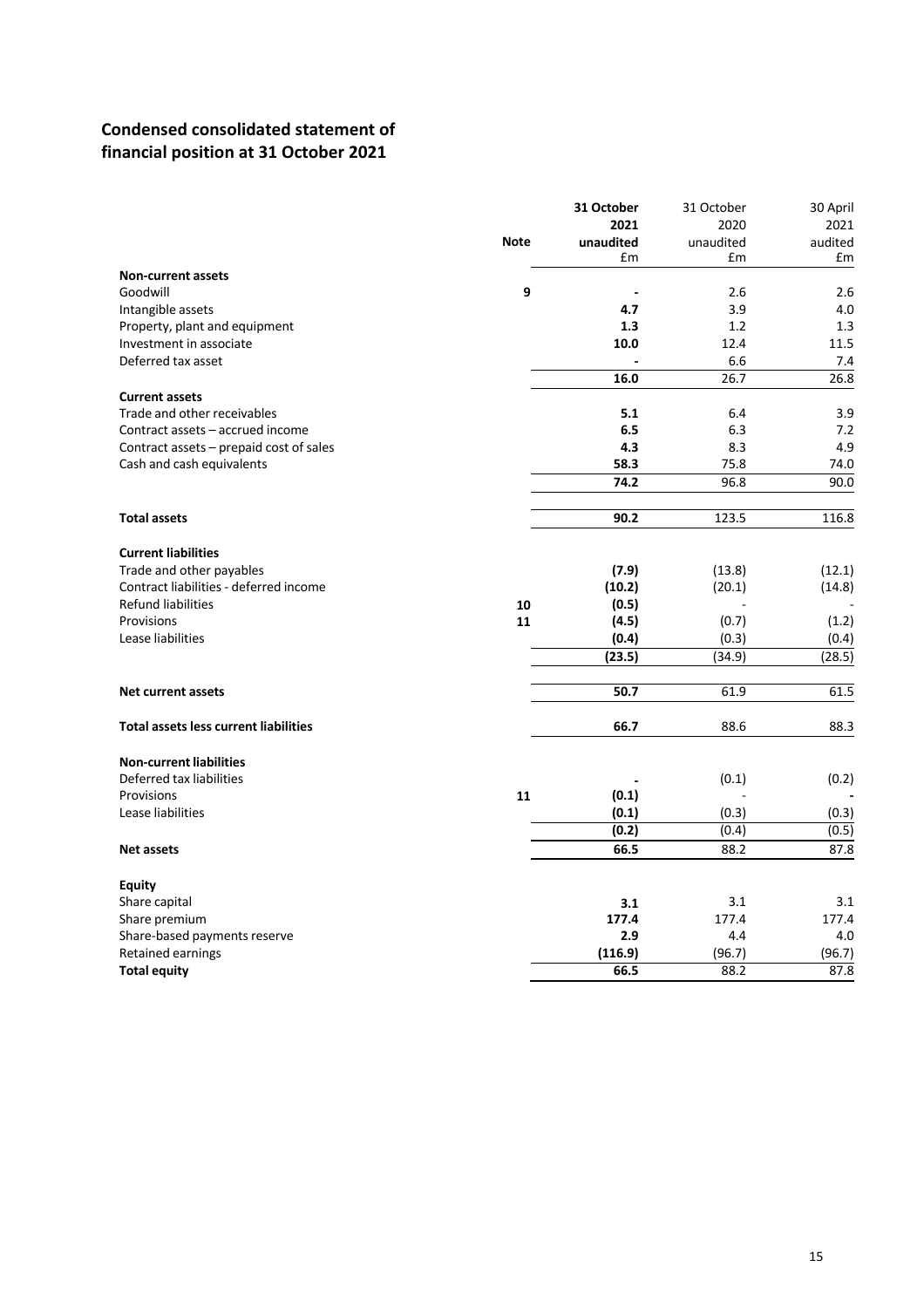## Condensed consolidated statement of financial position at 31 October 2021

| | Note | **31 October 2021 unaudited £m** | 31 October 2020 unaudited £m | 30 April 2021 audited £m |
|---|---|---|---|---|
| **Non-current assets** | | | | |
| Goodwill | 9 | **-** | 2.6 | 2.6 |
| Intangible assets | | **4.7** | 3.9 | 4.0 |
| Property, plant and equipment | | **1.3** | 1.2 | 1.3 |
| Investment in associate | | **10.0** | 12.4 | 11.5 |
| Deferred tax asset | | **-** | 6.6 | 7.4 |
| | | **16.0** | 26.7 | 26.8 |
| **Current assets** | | | | |
| Trade and other receivables | | **5.1** | 6.4 | 3.9 |
| Contract assets – accrued income | | **6.5** | 6.3 | 7.2 |
| Contract assets – prepaid cost of sales | | **4.3** | 8.3 | 4.9 |
| Cash and cash equivalents | | **58.3** | 75.8 | 74.0 |
| | | **74.2** | 96.8 | 90.0 |
| **Total assets** | | **90.2** | 123.5 | 116.8 |
| **Current liabilities** | | | | |
| Trade and other payables | | **(7.9)** | (13.8) | (12.1) |
| Contract liabilities - deferred income | | **(10.2)** | (20.1) | (14.8) |
| Refund liabilities | 10 | **(0.5)** | - | - |
| Provisions | 11 | **(4.5)** | (0.7) | (1.2) |
| Lease liabilities | | **(0.4)** | (0.3) | (0.4) |
| | | **(23.5)** | (34.9) | (28.5) |
| **Net current assets** | | **50.7** | 61.9 | 61.5 |
| **Total assets less current liabilities** | | **66.7** | 88.6 | 88.3 |
| **Non-current liabilities** | | | | |
| Deferred tax liabilities | | **-** | (0.1) | (0.2) |
| Provisions | 11 | **(0.1)** | - | **-** |
| Lease liabilities | | **(0.1)** | (0.3) | (0.3) |
| | | **(0.2)** | (0.4) | (0.5) |
| **Net assets** | | **66.5** | 88.2 | 87.8 |
| **Equity** | | | | |
| Share capital | | **3.1** | 3.1 | 3.1 |
| Share premium | | **177.4** | 177.4 | 177.4 |
| Share-based payments reserve | | **2.9** | 4.4 | 4.0 |
| Retained earnings | | **(116.9)** | (96.7) | (96.7) |
| **Total equity** | | **66.5** | 88.2 | 87.8 |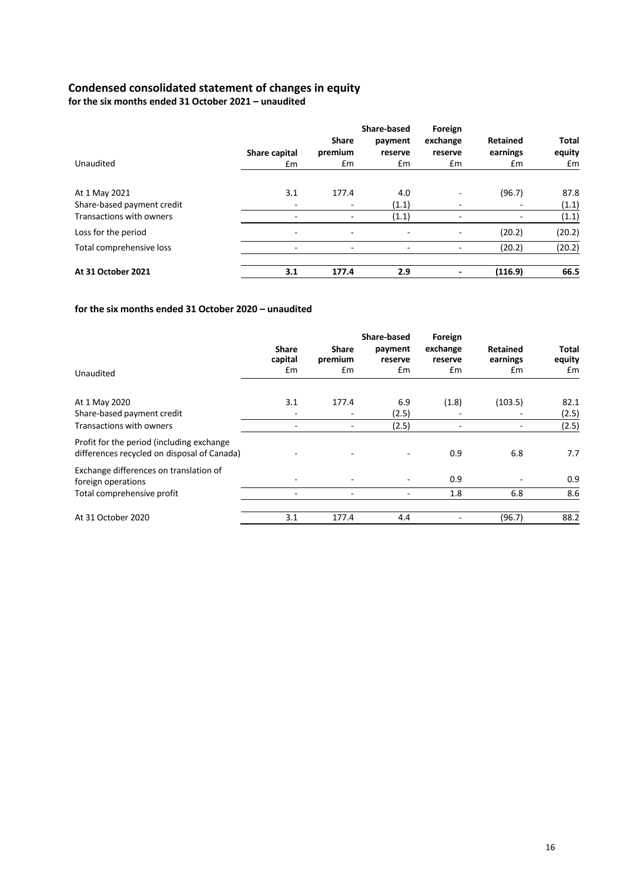## Condensed consolidated statement of changes in equity

**for the six months ended 31 October 2021 – unaudited**

| Unaudited | Share capital £m | Share premium £m | Share-based payment reserve £m | Foreign exchange reserve £m | Retained earnings £m | Total equity £m |
|---|---|---|---|---|---|---|
| At 1 May 2021 | 3.1 | 177.4 | 4.0 | - | (96.7) | 87.8 |
| Share-based payment credit | - | - | (1.1) | - | - | (1.1) |
| Transactions with owners | - | - | (1.1) | - | - | (1.1) |
| Loss for the period | - | - | - | - | (20.2) | (20.2) |
| Total comprehensive loss | - | - | - | - | (20.2) | (20.2) |
| **At 31 October 2021** | **3.1** | **177.4** | **2.9** | **-** | **(116.9)** | **66.5** |

**for the six months ended 31 October 2020 – unaudited**

| Unaudited | Share capital £m | Share premium £m | Share-based payment reserve £m | Foreign exchange reserve £m | Retained earnings £m | Total equity £m |
|---|---|---|---|---|---|---|
| At 1 May 2020 | 3.1 | 177.4 | 6.9 | (1.8) | (103.5) | 82.1 |
| Share-based payment credit | - | - | (2.5) | - | - | (2.5) |
| Transactions with owners | - | - | (2.5) | - | - | (2.5) |
| Profit for the period (including exchange differences recycled on disposal of Canada) | - | - | - | 0.9 | 6.8 | 7.7 |
| Exchange differences on translation of foreign operations | - | - | - | 0.9 | - | 0.9 |
| Total comprehensive profit | - | - | - | 1.8 | 6.8 | 8.6 |
| At 31 October 2020 | 3.1 | 177.4 | 4.4 | - | (96.7) | 88.2 |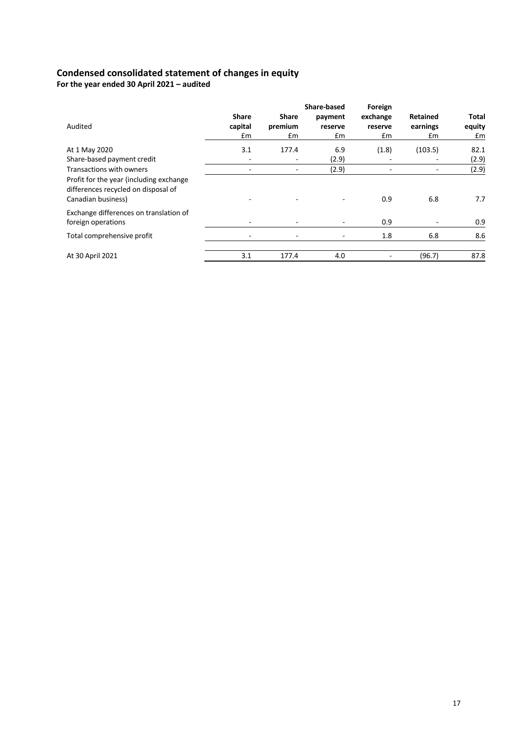## Condensed consolidated statement of changes in equity

**For the year ended 30 April 2021 – audited**

| Audited | Share capital £m | Share premium £m | Share-based payment reserve £m | Foreign exchange reserve £m | Retained earnings £m | Total equity £m |
|---|---|---|---|---|---|---|
| At 1 May 2020 | 3.1 | 177.4 | 6.9 | (1.8) | (103.5) | 82.1 |
| Share-based payment credit | - | - | (2.9) | - | - | (2.9) |
| Transactions with owners | - | - | (2.9) | - | - | (2.9) |
| Profit for the year (including exchange differences recycled on disposal of Canadian business) | - | - | - | 0.9 | 6.8 | 7.7 |
| Exchange differences on translation of foreign operations | - | - | - | 0.9 | - | 0.9 |
| Total comprehensive profit | - | - | - | 1.8 | 6.8 | 8.6 |
| At 30 April 2021 | 3.1 | 177.4 | 4.0 | - | (96.7) | 87.8 |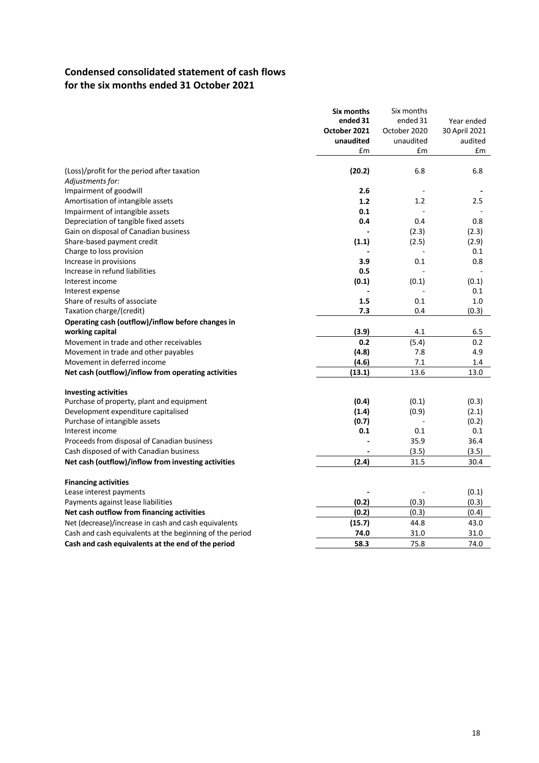## Condensed consolidated statement of cash flows for the six months ended 31 October 2021

| | **Six months ended 31 October 2021 unaudited** | Six months ended 31 October 2020 unaudited | Year ended 30 April 2021 audited |
|---|---|---|---|
| | **£m** | £m | £m |
| (Loss)/profit for the period after taxation | **(20.2)** | 6.8 | 6.8 |
| *Adjustments for:* | | | |
| Impairment of goodwill | **2.6** | - | **-** |
| Amortisation of intangible assets | **1.2** | 1.2 | 2.5 |
| Impairment of intangible assets | **0.1** | - | - |
| Depreciation of tangible fixed assets | **0.4** | 0.4 | 0.8 |
| Gain on disposal of Canadian business | **-** | (2.3) | (2.3) |
| Share-based payment credit | **(1.1)** | (2.5) | (2.9) |
| Charge to loss provision | **-** | - | 0.1 |
| Increase in provisions | **3.9** | 0.1 | 0.8 |
| Increase in refund liabilities | **0.5** | - | - |
| Interest income | **(0.1)** | (0.1) | (0.1) |
| Interest expense | **-** | - | 0.1 |
| Share of results of associate | **1.5** | 0.1 | 1.0 |
| Taxation charge/(credit) | **7.3** | 0.4 | (0.3) |
| **Operating cash (outflow)/inflow before changes in working capital** | **(3.9)** | 4.1 | 6.5 |
| Movement in trade and other receivables | **0.2** | (5.4) | 0.2 |
| Movement in trade and other payables | **(4.8)** | 7.8 | 4.9 |
| Movement in deferred income | **(4.6)** | 7.1 | 1.4 |
| **Net cash (outflow)/inflow from operating activities** | **(13.1)** | 13.6 | 13.0 |
| **Investing activities** | | | |
| Purchase of property, plant and equipment | **(0.4)** | (0.1) | (0.3) |
| Development expenditure capitalised | **(1.4)** | (0.9) | (2.1) |
| Purchase of intangible assets | **(0.7)** | - | (0.2) |
| Interest income | **0.1** | 0.1 | 0.1 |
| Proceeds from disposal of Canadian business | **-** | 35.9 | 36.4 |
| Cash disposed of with Canadian business | **-** | (3.5) | (3.5) |
| **Net cash (outflow)/inflow from investing activities** | **(2.4)** | 31.5 | 30.4 |
| **Financing activities** | | | |
| Lease interest payments | **-** | - | (0.1) |
| Payments against lease liabilities | **(0.2)** | (0.3) | (0.3) |
| **Net cash outflow from financing activities** | **(0.2)** | (0.3) | (0.4) |
| Net (decrease)/increase in cash and cash equivalents | **(15.7)** | 44.8 | 43.0 |
| Cash and cash equivalents at the beginning of the period | **74.0** | 31.0 | 31.0 |
| **Cash and cash equivalents at the end of the period** | **58.3** | 75.8 | 74.0 |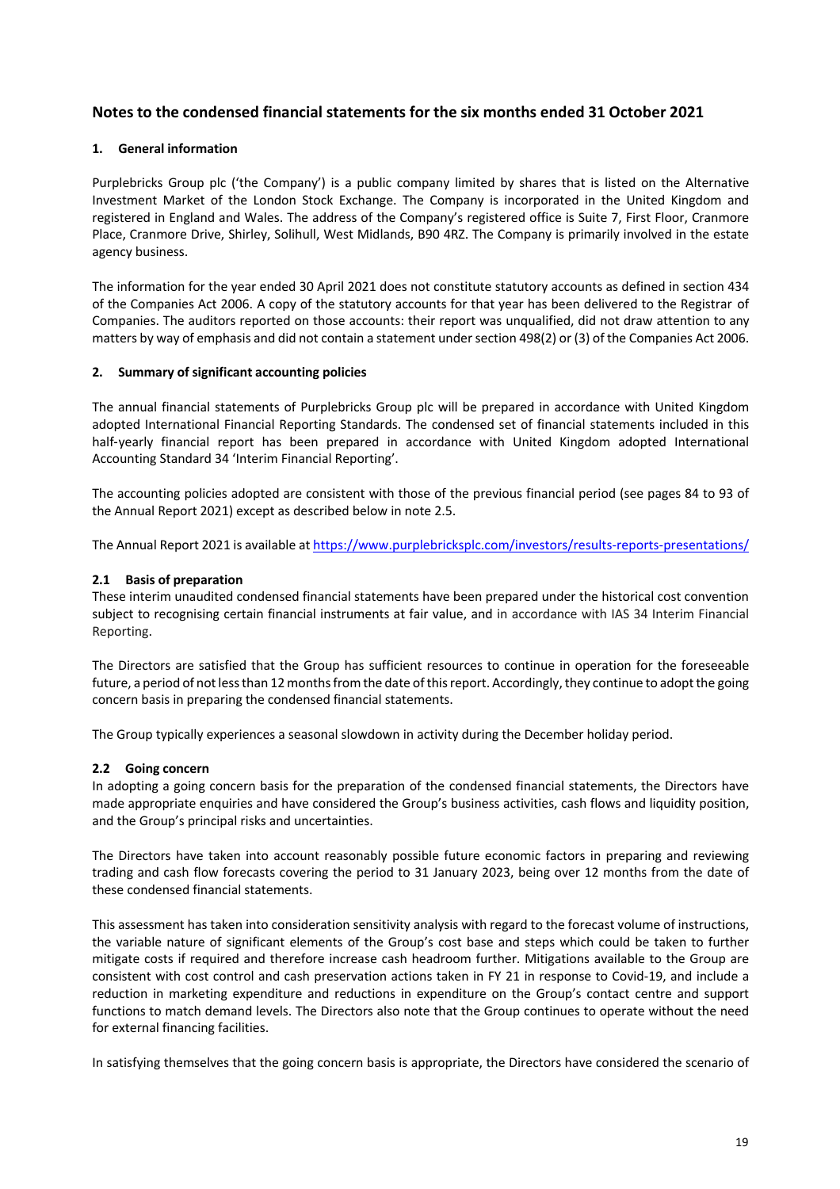## Notes to the condensed financial statements for the six months ended 31 October 2021

### 1. General information

Purplebricks Group plc ('the Company') is a public company limited by shares that is listed on the Alternative Investment Market of the London Stock Exchange. The Company is incorporated in the United Kingdom and registered in England and Wales. The address of the Company's registered office is Suite 7, First Floor, Cranmore Place, Cranmore Drive, Shirley, Solihull, West Midlands, B90 4RZ. The Company is primarily involved in the estate agency business.

The information for the year ended 30 April 2021 does not constitute statutory accounts as defined in section 434 of the Companies Act 2006. A copy of the statutory accounts for that year has been delivered to the Registrar of Companies. The auditors reported on those accounts: their report was unqualified, did not draw attention to any matters by way of emphasis and did not contain a statement under section 498(2) or (3) of the Companies Act 2006.

### 2. Summary of significant accounting policies

The annual financial statements of Purplebricks Group plc will be prepared in accordance with United Kingdom adopted International Financial Reporting Standards. The condensed set of financial statements included in this half-yearly financial report has been prepared in accordance with United Kingdom adopted International Accounting Standard 34 'Interim Financial Reporting'.

The accounting policies adopted are consistent with those of the previous financial period (see pages 84 to 93 of the Annual Report 2021) except as described below in note 2.5.

The Annual Report 2021 is available at https://www.purplebricksplc.com/investors/results-reports-presentations/

#### 2.1 Basis of preparation

These interim unaudited condensed financial statements have been prepared under the historical cost convention subject to recognising certain financial instruments at fair value, and in accordance with IAS 34 Interim Financial Reporting.

The Directors are satisfied that the Group has sufficient resources to continue in operation for the foreseeable future, a period of not less than 12 months from the date of this report. Accordingly, they continue to adopt the going concern basis in preparing the condensed financial statements.

The Group typically experiences a seasonal slowdown in activity during the December holiday period.

#### 2.2 Going concern

In adopting a going concern basis for the preparation of the condensed financial statements, the Directors have made appropriate enquiries and have considered the Group's business activities, cash flows and liquidity position, and the Group's principal risks and uncertainties.

The Directors have taken into account reasonably possible future economic factors in preparing and reviewing trading and cash flow forecasts covering the period to 31 January 2023, being over 12 months from the date of these condensed financial statements.

This assessment has taken into consideration sensitivity analysis with regard to the forecast volume of instructions, the variable nature of significant elements of the Group's cost base and steps which could be taken to further mitigate costs if required and therefore increase cash headroom further. Mitigations available to the Group are consistent with cost control and cash preservation actions taken in FY 21 in response to Covid-19, and include a reduction in marketing expenditure and reductions in expenditure on the Group's contact centre and support functions to match demand levels. The Directors also note that the Group continues to operate without the need for external financing facilities.

In satisfying themselves that the going concern basis is appropriate, the Directors have considered the scenario of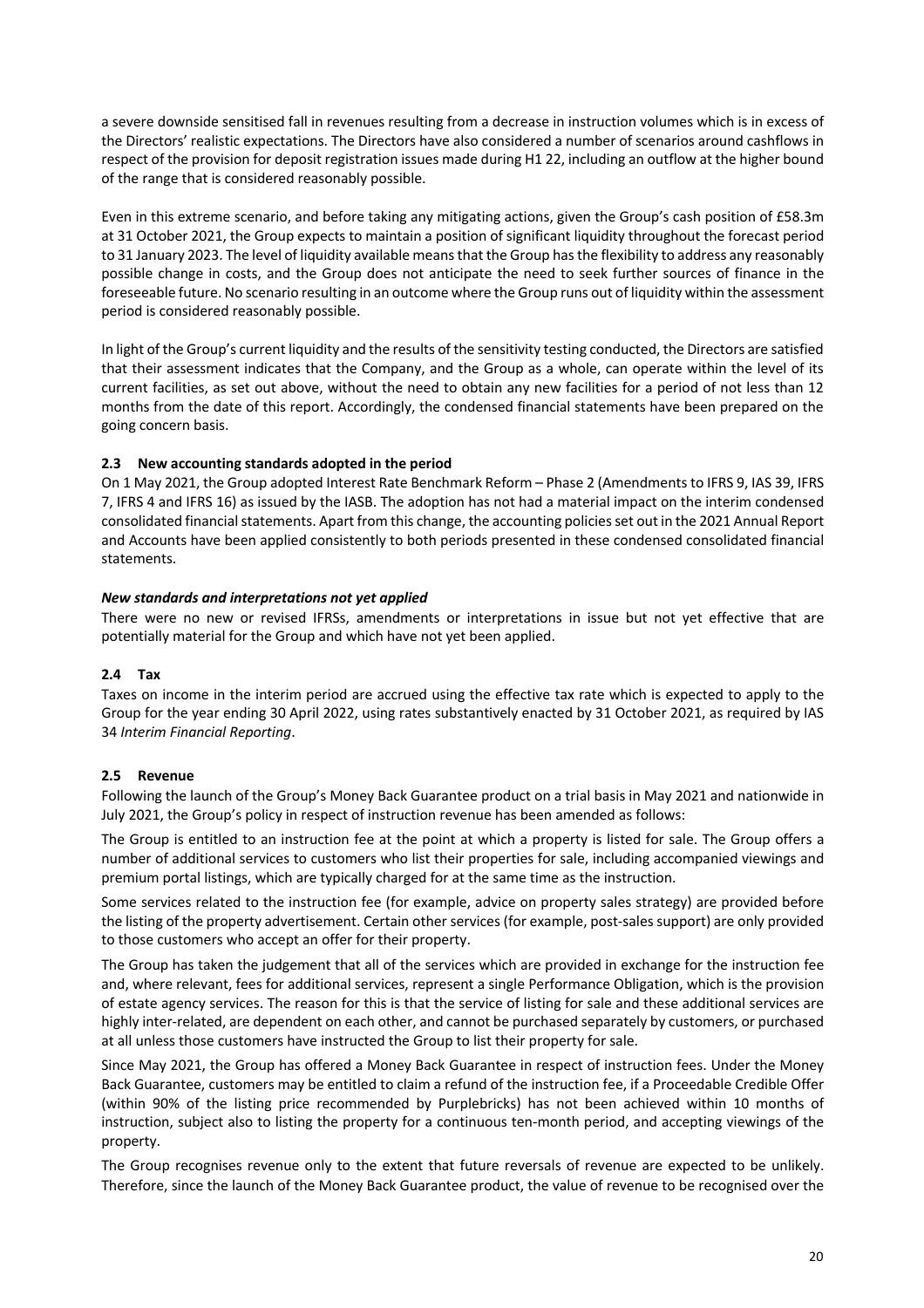a severe downside sensitised fall in revenues resulting from a decrease in instruction volumes which is in excess of the Directors' realistic expectations. The Directors have also considered a number of scenarios around cashflows in respect of the provision for deposit registration issues made during H1 22, including an outflow at the higher bound of the range that is considered reasonably possible.

Even in this extreme scenario, and before taking any mitigating actions, given the Group's cash position of £58.3m at 31 October 2021, the Group expects to maintain a position of significant liquidity throughout the forecast period to 31 January 2023. The level of liquidity available means that the Group has the flexibility to address any reasonably possible change in costs, and the Group does not anticipate the need to seek further sources of finance in the foreseeable future. No scenario resulting in an outcome where the Group runs out of liquidity within the assessment period is considered reasonably possible.

In light of the Group's current liquidity and the results of the sensitivity testing conducted, the Directors are satisfied that their assessment indicates that the Company, and the Group as a whole, can operate within the level of its current facilities, as set out above, without the need to obtain any new facilities for a period of not less than 12 months from the date of this report. Accordingly, the condensed financial statements have been prepared on the going concern basis.

### 2.3 New accounting standards adopted in the period

On 1 May 2021, the Group adopted Interest Rate Benchmark Reform – Phase 2 (Amendments to IFRS 9, IAS 39, IFRS 7, IFRS 4 and IFRS 16) as issued by the IASB. The adoption has not had a material impact on the interim condensed consolidated financial statements. Apart from this change, the accounting policies set out in the 2021 Annual Report and Accounts have been applied consistently to both periods presented in these condensed consolidated financial statements.

***New standards and interpretations not yet applied***

There were no new or revised IFRSs, amendments or interpretations in issue but not yet effective that are potentially material for the Group and which have not yet been applied.

### 2.4 Tax

Taxes on income in the interim period are accrued using the effective tax rate which is expected to apply to the Group for the year ending 30 April 2022, using rates substantively enacted by 31 October 2021, as required by IAS 34 *Interim Financial Reporting*.

### 2.5 Revenue

Following the launch of the Group's Money Back Guarantee product on a trial basis in May 2021 and nationwide in July 2021, the Group's policy in respect of instruction revenue has been amended as follows:

The Group is entitled to an instruction fee at the point at which a property is listed for sale. The Group offers a number of additional services to customers who list their properties for sale, including accompanied viewings and premium portal listings, which are typically charged for at the same time as the instruction.

Some services related to the instruction fee (for example, advice on property sales strategy) are provided before the listing of the property advertisement. Certain other services (for example, post-sales support) are only provided to those customers who accept an offer for their property.

The Group has taken the judgement that all of the services which are provided in exchange for the instruction fee and, where relevant, fees for additional services, represent a single Performance Obligation, which is the provision of estate agency services. The reason for this is that the service of listing for sale and these additional services are highly inter-related, are dependent on each other, and cannot be purchased separately by customers, or purchased at all unless those customers have instructed the Group to list their property for sale.

Since May 2021, the Group has offered a Money Back Guarantee in respect of instruction fees. Under the Money Back Guarantee, customers may be entitled to claim a refund of the instruction fee, if a Proceedable Credible Offer (within 90% of the listing price recommended by Purplebricks) has not been achieved within 10 months of instruction, subject also to listing the property for a continuous ten-month period, and accepting viewings of the property.

The Group recognises revenue only to the extent that future reversals of revenue are expected to be unlikely. Therefore, since the launch of the Money Back Guarantee product, the value of revenue to be recognised over the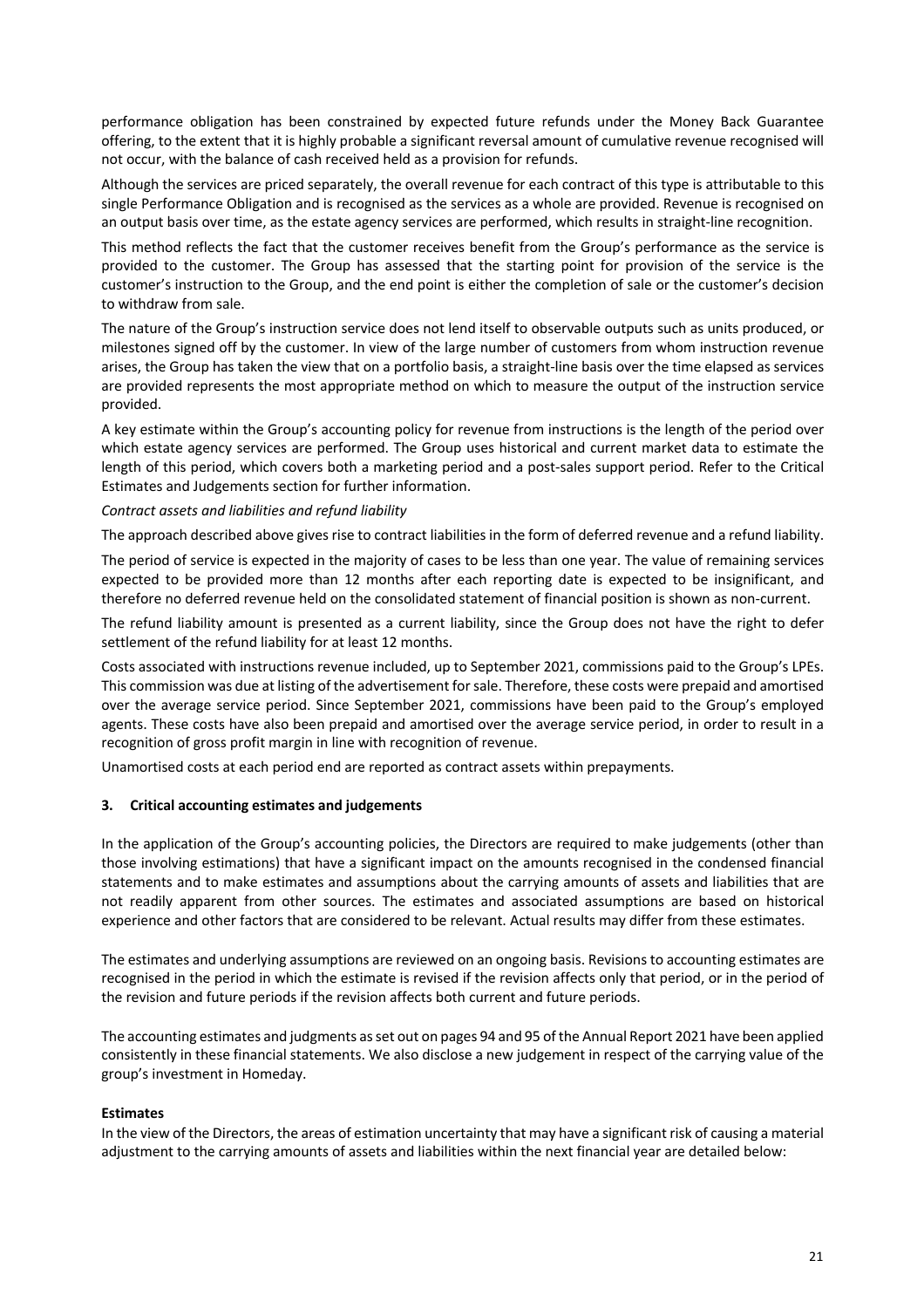performance obligation has been constrained by expected future refunds under the Money Back Guarantee offering, to the extent that it is highly probable a significant reversal amount of cumulative revenue recognised will not occur, with the balance of cash received held as a provision for refunds.

Although the services are priced separately, the overall revenue for each contract of this type is attributable to this single Performance Obligation and is recognised as the services as a whole are provided. Revenue is recognised on an output basis over time, as the estate agency services are performed, which results in straight-line recognition.

This method reflects the fact that the customer receives benefit from the Group's performance as the service is provided to the customer. The Group has assessed that the starting point for provision of the service is the customer's instruction to the Group, and the end point is either the completion of sale or the customer's decision to withdraw from sale.

The nature of the Group's instruction service does not lend itself to observable outputs such as units produced, or milestones signed off by the customer. In view of the large number of customers from whom instruction revenue arises, the Group has taken the view that on a portfolio basis, a straight-line basis over the time elapsed as services are provided represents the most appropriate method on which to measure the output of the instruction service provided.

A key estimate within the Group's accounting policy for revenue from instructions is the length of the period over which estate agency services are performed. The Group uses historical and current market data to estimate the length of this period, which covers both a marketing period and a post-sales support period. Refer to the Critical Estimates and Judgements section for further information.

*Contract assets and liabilities and refund liability*

The approach described above gives rise to contract liabilities in the form of deferred revenue and a refund liability.

The period of service is expected in the majority of cases to be less than one year. The value of remaining services expected to be provided more than 12 months after each reporting date is expected to be insignificant, and therefore no deferred revenue held on the consolidated statement of financial position is shown as non-current.

The refund liability amount is presented as a current liability, since the Group does not have the right to defer settlement of the refund liability for at least 12 months.

Costs associated with instructions revenue included, up to September 2021, commissions paid to the Group's LPEs. This commission was due at listing of the advertisement for sale. Therefore, these costs were prepaid and amortised over the average service period. Since September 2021, commissions have been paid to the Group's employed agents. These costs have also been prepaid and amortised over the average service period, in order to result in a recognition of gross profit margin in line with recognition of revenue.

Unamortised costs at each period end are reported as contract assets within prepayments.

## 3. Critical accounting estimates and judgements

In the application of the Group's accounting policies, the Directors are required to make judgements (other than those involving estimations) that have a significant impact on the amounts recognised in the condensed financial statements and to make estimates and assumptions about the carrying amounts of assets and liabilities that are not readily apparent from other sources. The estimates and associated assumptions are based on historical experience and other factors that are considered to be relevant. Actual results may differ from these estimates.

The estimates and underlying assumptions are reviewed on an ongoing basis. Revisions to accounting estimates are recognised in the period in which the estimate is revised if the revision affects only that period, or in the period of the revision and future periods if the revision affects both current and future periods.

The accounting estimates and judgments as set out on pages 94 and 95 of the Annual Report 2021 have been applied consistently in these financial statements. We also disclose a new judgement in respect of the carrying value of the group's investment in Homeday.

**Estimates**

In the view of the Directors, the areas of estimation uncertainty that may have a significant risk of causing a material adjustment to the carrying amounts of assets and liabilities within the next financial year are detailed below: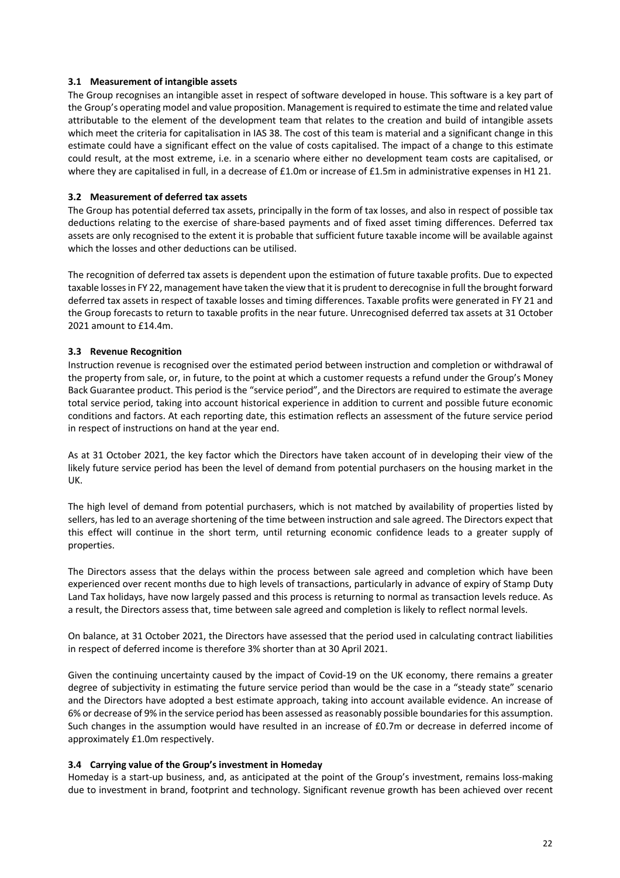### 3.1 Measurement of intangible assets

The Group recognises an intangible asset in respect of software developed in house. This software is a key part of the Group's operating model and value proposition. Management is required to estimate the time and related value attributable to the element of the development team that relates to the creation and build of intangible assets which meet the criteria for capitalisation in IAS 38. The cost of this team is material and a significant change in this estimate could have a significant effect on the value of costs capitalised. The impact of a change to this estimate could result, at the most extreme, i.e. in a scenario where either no development team costs are capitalised, or where they are capitalised in full, in a decrease of £1.0m or increase of £1.5m in administrative expenses in H1 21.

### 3.2 Measurement of deferred tax assets

The Group has potential deferred tax assets, principally in the form of tax losses, and also in respect of possible tax deductions relating to the exercise of share-based payments and of fixed asset timing differences. Deferred tax assets are only recognised to the extent it is probable that sufficient future taxable income will be available against which the losses and other deductions can be utilised.

The recognition of deferred tax assets is dependent upon the estimation of future taxable profits. Due to expected taxable losses in FY 22, management have taken the view that it is prudent to derecognise in full the brought forward deferred tax assets in respect of taxable losses and timing differences. Taxable profits were generated in FY 21 and the Group forecasts to return to taxable profits in the near future. Unrecognised deferred tax assets at 31 October 2021 amount to £14.4m.

### 3.3 Revenue Recognition

Instruction revenue is recognised over the estimated period between instruction and completion or withdrawal of the property from sale, or, in future, to the point at which a customer requests a refund under the Group's Money Back Guarantee product. This period is the "service period", and the Directors are required to estimate the average total service period, taking into account historical experience in addition to current and possible future economic conditions and factors. At each reporting date, this estimation reflects an assessment of the future service period in respect of instructions on hand at the year end.

As at 31 October 2021, the key factor which the Directors have taken account of in developing their view of the likely future service period has been the level of demand from potential purchasers on the housing market in the UK.

The high level of demand from potential purchasers, which is not matched by availability of properties listed by sellers, has led to an average shortening of the time between instruction and sale agreed. The Directors expect that this effect will continue in the short term, until returning economic confidence leads to a greater supply of properties.

The Directors assess that the delays within the process between sale agreed and completion which have been experienced over recent months due to high levels of transactions, particularly in advance of expiry of Stamp Duty Land Tax holidays, have now largely passed and this process is returning to normal as transaction levels reduce. As a result, the Directors assess that, time between sale agreed and completion is likely to reflect normal levels.

On balance, at 31 October 2021, the Directors have assessed that the period used in calculating contract liabilities in respect of deferred income is therefore 3% shorter than at 30 April 2021.

Given the continuing uncertainty caused by the impact of Covid-19 on the UK economy, there remains a greater degree of subjectivity in estimating the future service period than would be the case in a "steady state" scenario and the Directors have adopted a best estimate approach, taking into account available evidence. An increase of 6% or decrease of 9% in the service period has been assessed as reasonably possible boundaries for this assumption. Such changes in the assumption would have resulted in an increase of £0.7m or decrease in deferred income of approximately £1.0m respectively.

### 3.4 Carrying value of the Group's investment in Homeday

Homeday is a start-up business, and, as anticipated at the point of the Group's investment, remains loss-making due to investment in brand, footprint and technology. Significant revenue growth has been achieved over recent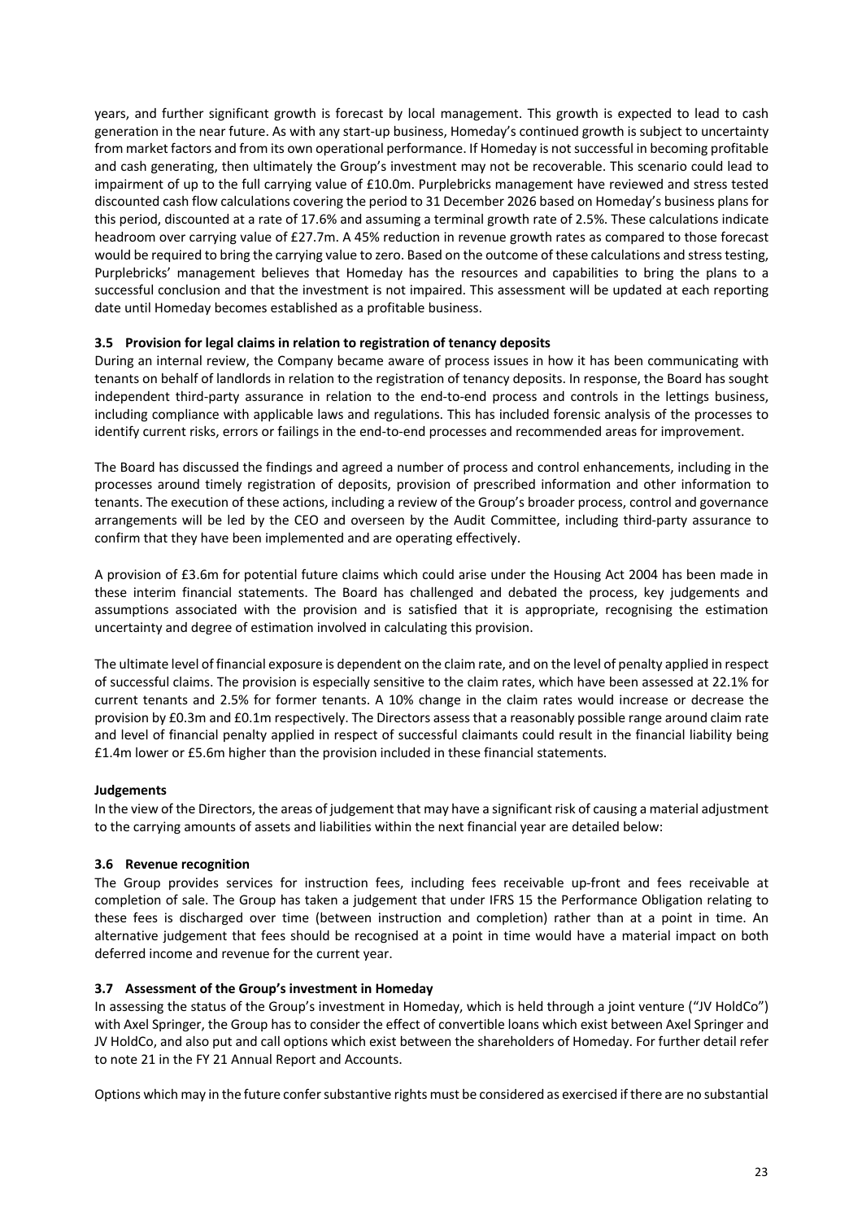years, and further significant growth is forecast by local management. This growth is expected to lead to cash generation in the near future. As with any start-up business, Homeday's continued growth is subject to uncertainty from market factors and from its own operational performance. If Homeday is not successful in becoming profitable and cash generating, then ultimately the Group's investment may not be recoverable. This scenario could lead to impairment of up to the full carrying value of £10.0m. Purplebricks management have reviewed and stress tested discounted cash flow calculations covering the period to 31 December 2026 based on Homeday's business plans for this period, discounted at a rate of 17.6% and assuming a terminal growth rate of 2.5%. These calculations indicate headroom over carrying value of £27.7m. A 45% reduction in revenue growth rates as compared to those forecast would be required to bring the carrying value to zero. Based on the outcome of these calculations and stress testing, Purplebricks' management believes that Homeday has the resources and capabilities to bring the plans to a successful conclusion and that the investment is not impaired. This assessment will be updated at each reporting date until Homeday becomes established as a profitable business.

### 3.5 Provision for legal claims in relation to registration of tenancy deposits

During an internal review, the Company became aware of process issues in how it has been communicating with tenants on behalf of landlords in relation to the registration of tenancy deposits. In response, the Board has sought independent third-party assurance in relation to the end-to-end process and controls in the lettings business, including compliance with applicable laws and regulations. This has included forensic analysis of the processes to identify current risks, errors or failings in the end-to-end processes and recommended areas for improvement.

The Board has discussed the findings and agreed a number of process and control enhancements, including in the processes around timely registration of deposits, provision of prescribed information and other information to tenants. The execution of these actions, including a review of the Group's broader process, control and governance arrangements will be led by the CEO and overseen by the Audit Committee, including third-party assurance to confirm that they have been implemented and are operating effectively.

A provision of £3.6m for potential future claims which could arise under the Housing Act 2004 has been made in these interim financial statements. The Board has challenged and debated the process, key judgements and assumptions associated with the provision and is satisfied that it is appropriate, recognising the estimation uncertainty and degree of estimation involved in calculating this provision.

The ultimate level of financial exposure is dependent on the claim rate, and on the level of penalty applied in respect of successful claims. The provision is especially sensitive to the claim rates, which have been assessed at 22.1% for current tenants and 2.5% for former tenants. A 10% change in the claim rates would increase or decrease the provision by £0.3m and £0.1m respectively. The Directors assess that a reasonably possible range around claim rate and level of financial penalty applied in respect of successful claimants could result in the financial liability being £1.4m lower or £5.6m higher than the provision included in these financial statements.

### Judgements

In the view of the Directors, the areas of judgement that may have a significant risk of causing a material adjustment to the carrying amounts of assets and liabilities within the next financial year are detailed below:

### 3.6 Revenue recognition

The Group provides services for instruction fees, including fees receivable up-front and fees receivable at completion of sale. The Group has taken a judgement that under IFRS 15 the Performance Obligation relating to these fees is discharged over time (between instruction and completion) rather than at a point in time. An alternative judgement that fees should be recognised at a point in time would have a material impact on both deferred income and revenue for the current year.

### 3.7 Assessment of the Group's investment in Homeday

In assessing the status of the Group's investment in Homeday, which is held through a joint venture ("JV HoldCo") with Axel Springer, the Group has to consider the effect of convertible loans which exist between Axel Springer and JV HoldCo, and also put and call options which exist between the shareholders of Homeday. For further detail refer to note 21 in the FY 21 Annual Report and Accounts.

Options which may in the future confer substantive rights must be considered as exercised if there are no substantial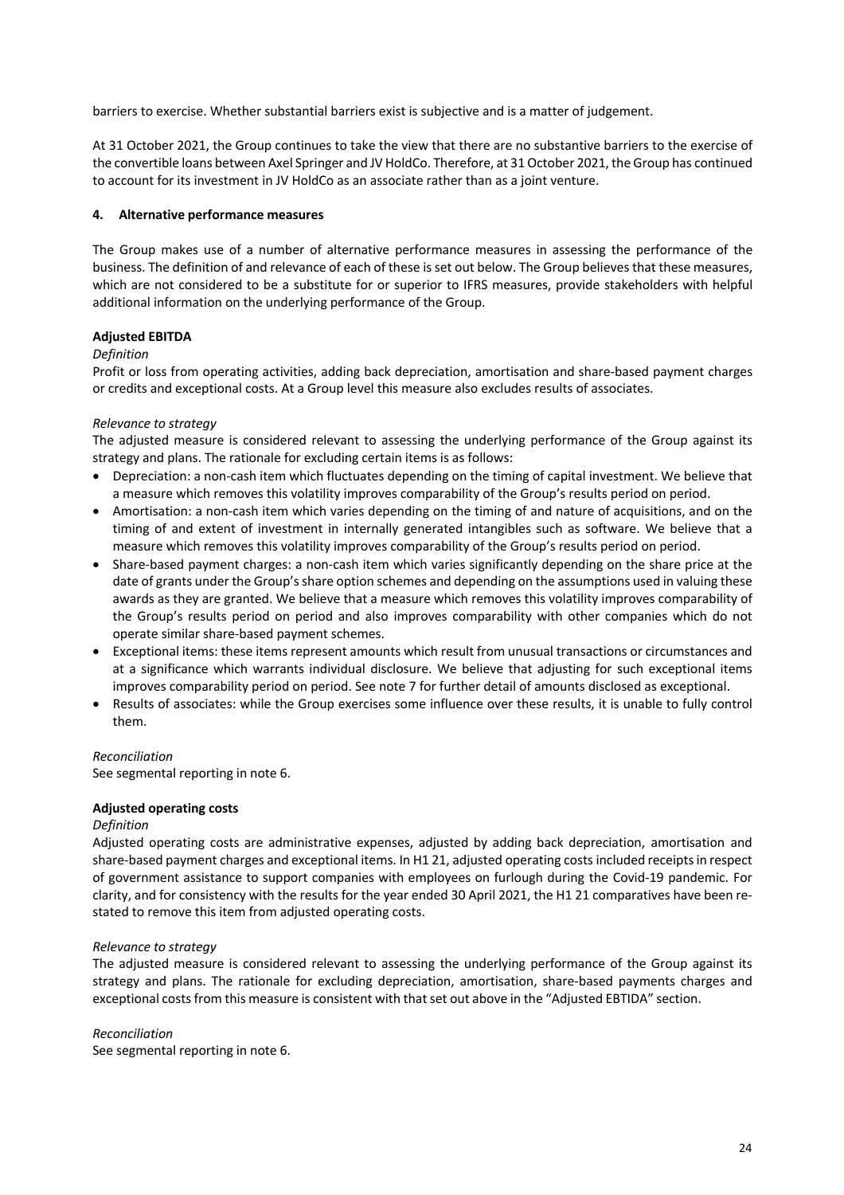barriers to exercise. Whether substantial barriers exist is subjective and is a matter of judgement.

At 31 October 2021, the Group continues to take the view that there are no substantive barriers to the exercise of the convertible loans between Axel Springer and JV HoldCo. Therefore, at 31 October 2021, the Group has continued to account for its investment in JV HoldCo as an associate rather than as a joint venture.

## 4. Alternative performance measures

The Group makes use of a number of alternative performance measures in assessing the performance of the business. The definition of and relevance of each of these is set out below. The Group believes that these measures, which are not considered to be a substitute for or superior to IFRS measures, provide stakeholders with helpful additional information on the underlying performance of the Group.

### Adjusted EBITDA

*Definition*

Profit or loss from operating activities, adding back depreciation, amortisation and share-based payment charges or credits and exceptional costs. At a Group level this measure also excludes results of associates.

*Relevance to strategy*

The adjusted measure is considered relevant to assessing the underlying performance of the Group against its strategy and plans. The rationale for excluding certain items is as follows:

- Depreciation: a non-cash item which fluctuates depending on the timing of capital investment. We believe that a measure which removes this volatility improves comparability of the Group's results period on period.
- Amortisation: a non-cash item which varies depending on the timing of and nature of acquisitions, and on the timing of and extent of investment in internally generated intangibles such as software. We believe that a measure which removes this volatility improves comparability of the Group's results period on period.
- Share-based payment charges: a non-cash item which varies significantly depending on the share price at the date of grants under the Group's share option schemes and depending on the assumptions used in valuing these awards as they are granted. We believe that a measure which removes this volatility improves comparability of the Group's results period on period and also improves comparability with other companies which do not operate similar share-based payment schemes.
- Exceptional items: these items represent amounts which result from unusual transactions or circumstances and at a significance which warrants individual disclosure. We believe that adjusting for such exceptional items improves comparability period on period. See note 7 for further detail of amounts disclosed as exceptional.
- Results of associates: while the Group exercises some influence over these results, it is unable to fully control them.

*Reconciliation*

See segmental reporting in note 6.

### Adjusted operating costs

*Definition*

Adjusted operating costs are administrative expenses, adjusted by adding back depreciation, amortisation and share-based payment charges and exceptional items. In H1 21, adjusted operating costs included receipts in respect of government assistance to support companies with employees on furlough during the Covid-19 pandemic. For clarity, and for consistency with the results for the year ended 30 April 2021, the H1 21 comparatives have been re-stated to remove this item from adjusted operating costs.

*Relevance to strategy*

The adjusted measure is considered relevant to assessing the underlying performance of the Group against its strategy and plans. The rationale for excluding depreciation, amortisation, share-based payments charges and exceptional costs from this measure is consistent with that set out above in the "Adjusted EBTIDA" section.

*Reconciliation*

See segmental reporting in note 6.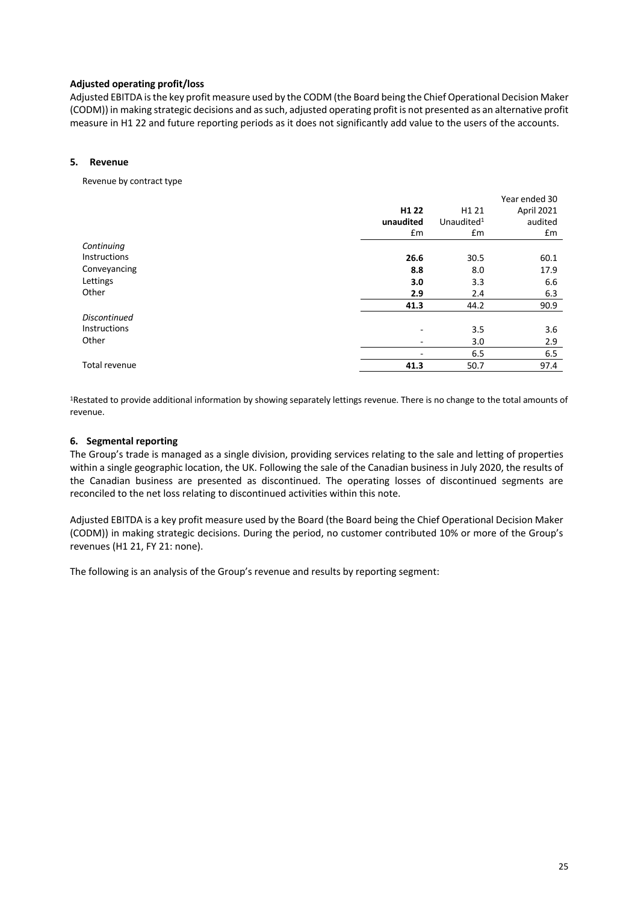**Adjusted operating profit/loss**

Adjusted EBITDA is the key profit measure used by the CODM (the Board being the Chief Operational Decision Maker (CODM)) in making strategic decisions and as such, adjusted operating profit is not presented as an alternative profit measure in H1 22 and future reporting periods as it does not significantly add value to the users of the accounts.

## 5. Revenue

Revenue by contract type

| | **H1 22 unaudited** | H1 21 Unaudited[1] | Year ended 30 April 2021 audited |
|---|---|---|---|
| | £m | £m | £m |
| *Continuing* | | | |
| Instructions | **26.6** | 30.5 | 60.1 |
| Conveyancing | **8.8** | 8.0 | 17.9 |
| Lettings | **3.0** | 3.3 | 6.6 |
| Other | **2.9** | 2.4 | 6.3 |
| | **41.3** | 44.2 | 90.9 |
| *Discontinued* | | | |
| Instructions | - | 3.5 | 3.6 |
| Other | - | 3.0 | 2.9 |
| | - | 6.5 | 6.5 |
| Total revenue | **41.3** | 50.7 | 97.4 |

[1]Restated to provide additional information by showing separately lettings revenue. There is no change to the total amounts of revenue.

## 6. Segmental reporting

The Group's trade is managed as a single division, providing services relating to the sale and letting of properties within a single geographic location, the UK. Following the sale of the Canadian business in July 2020, the results of the Canadian business are presented as discontinued. The operating losses of discontinued segments are reconciled to the net loss relating to discontinued activities within this note.

Adjusted EBITDA is a key profit measure used by the Board (the Board being the Chief Operational Decision Maker (CODM)) in making strategic decisions. During the period, no customer contributed 10% or more of the Group's revenues (H1 21, FY 21: none).

The following is an analysis of the Group's revenue and results by reporting segment: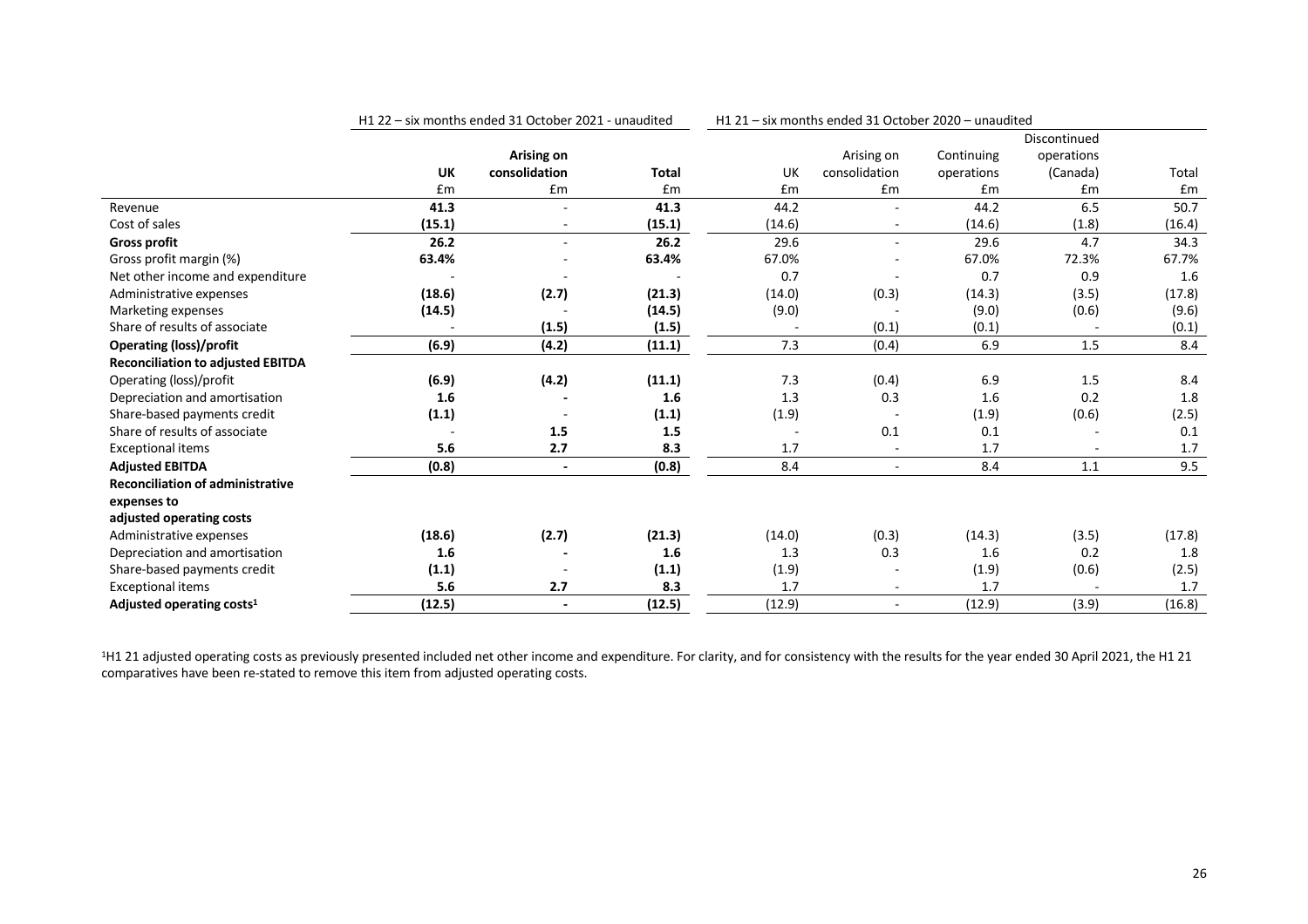| | H1 22 – six months ended 31 October 2021 - unaudited | | | H1 21 – six months ended 31 October 2020 – unaudited | | | | |
|---|---|---|---|---|---|---|---|---|
| | **UK** | **Arising on consolidation** | **Total** | UK | Arising on consolidation | Continuing operations | Discontinued operations (Canada) | Total |
| | £m | £m | £m | £m | £m | £m | £m | £m |
| Revenue | **41.3** | - | **41.3** | 44.2 | - | 44.2 | 6.5 | 50.7 |
| Cost of sales | **(15.1)** | - | **(15.1)** | (14.6) | - | (14.6) | (1.8) | (16.4) |
| **Gross profit** | **26.2** | - | **26.2** | 29.6 | - | 29.6 | 4.7 | 34.3 |
| Gross profit margin (%) | **63.4%** | - | **63.4%** | 67.0% | - | 67.0% | 72.3% | 67.7% |
| Net other income and expenditure | - | - | - | 0.7 | - | 0.7 | 0.9 | 1.6 |
| Administrative expenses | **(18.6)** | **(2.7)** | **(21.3)** | (14.0) | (0.3) | (14.3) | (3.5) | (17.8) |
| Marketing expenses | **(14.5)** | - | **(14.5)** | (9.0) | - | (9.0) | (0.6) | (9.6) |
| Share of results of associate | - | **(1.5)** | **(1.5)** | - | (0.1) | (0.1) | - | (0.1) |
| **Operating (loss)/profit** | **(6.9)** | **(4.2)** | **(11.1)** | 7.3 | (0.4) | 6.9 | 1.5 | 8.4 |
| **Reconciliation to adjusted EBITDA** | | | | | | | | |
| Operating (loss)/profit | **(6.9)** | **(4.2)** | **(11.1)** | 7.3 | (0.4) | 6.9 | 1.5 | 8.4 |
| Depreciation and amortisation | **1.6** | **-** | **1.6** | 1.3 | 0.3 | 1.6 | 0.2 | 1.8 |
| Share-based payments credit | **(1.1)** | - | **(1.1)** | (1.9) | - | (1.9) | (0.6) | (2.5) |
| Share of results of associate | - | **1.5** | **1.5** | - | 0.1 | 0.1 | - | 0.1 |
| Exceptional items | **5.6** | **2.7** | **8.3** | 1.7 | - | 1.7 | - | 1.7 |
| **Adjusted EBITDA** | **(0.8)** | **-** | **(0.8)** | 8.4 | - | 8.4 | 1.1 | 9.5 |
| **Reconciliation of administrative expenses to adjusted operating costs** | | | | | | | | |
| Administrative expenses | **(18.6)** | **(2.7)** | **(21.3)** | (14.0) | (0.3) | (14.3) | (3.5) | (17.8) |
| Depreciation and amortisation | **1.6** | **-** | **1.6** | 1.3 | 0.3 | 1.6 | 0.2 | 1.8 |
| Share-based payments credit | **(1.1)** | - | **(1.1)** | (1.9) | - | (1.9) | (0.6) | (2.5) |
| Exceptional items | **5.6** | **2.7** | **8.3** | 1.7 | - | 1.7 | - | 1.7 |
| **Adjusted operating costs[1]** | **(12.5)** | **-** | **(12.5)** | (12.9) | - | (12.9) | (3.9) | (16.8) |

[1]H1 21 adjusted operating costs as previously presented included net other income and expenditure. For clarity, and for consistency with the results for the year ended 30 April 2021, the H1 21 comparatives have been re-stated to remove this item from adjusted operating costs.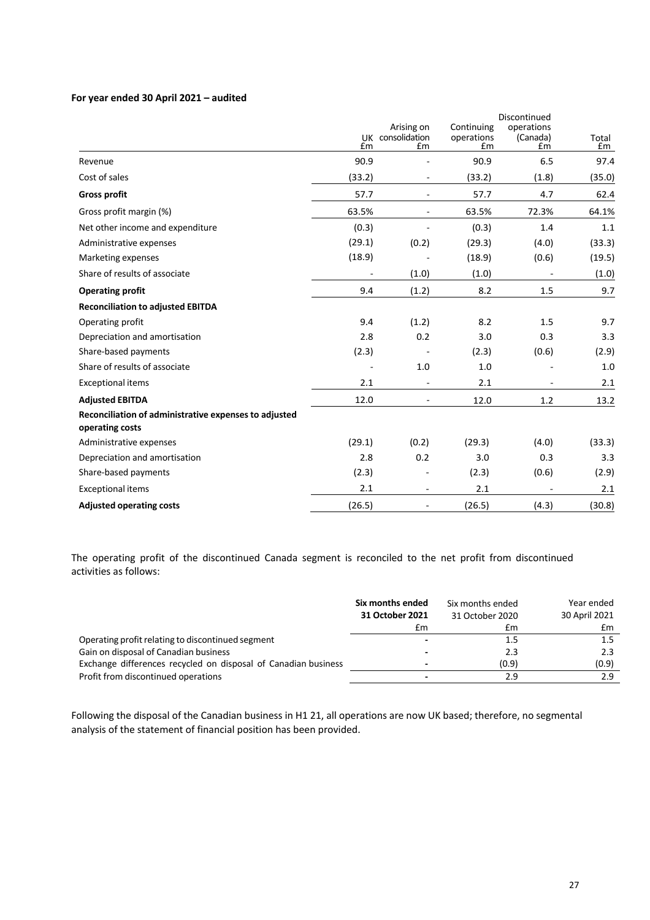**For year ended 30 April 2021 – audited**

| | UK £m | Arising on consolidation £m | Continuing operations £m | Discontinued operations (Canada) £m | Total £m |
|---|---|---|---|---|---|
| Revenue | 90.9 | - | 90.9 | 6.5 | 97.4 |
| Cost of sales | (33.2) | - | (33.2) | (1.8) | (35.0) |
| **Gross profit** | 57.7 | - | 57.7 | 4.7 | 62.4 |
| Gross profit margin (%) | 63.5% | - | 63.5% | 72.3% | 64.1% |
| Net other income and expenditure | (0.3) | - | (0.3) | 1.4 | 1.1 |
| Administrative expenses | (29.1) | (0.2) | (29.3) | (4.0) | (33.3) |
| Marketing expenses | (18.9) | - | (18.9) | (0.6) | (19.5) |
| Share of results of associate | - | (1.0) | (1.0) | - | (1.0) |
| **Operating profit** | 9.4 | (1.2) | 8.2 | 1.5 | 9.7 |
| **Reconciliation to adjusted EBITDA** | | | | | |
| Operating profit | 9.4 | (1.2) | 8.2 | 1.5 | 9.7 |
| Depreciation and amortisation | 2.8 | 0.2 | 3.0 | 0.3 | 3.3 |
| Share-based payments | (2.3) | - | (2.3) | (0.6) | (2.9) |
| Share of results of associate | - | 1.0 | 1.0 | - | 1.0 |
| Exceptional items | 2.1 | - | 2.1 | - | 2.1 |
| **Adjusted EBITDA** | 12.0 | - | 12.0 | 1.2 | 13.2 |
| **Reconciliation of administrative expenses to adjusted operating costs** | | | | | |
| Administrative expenses | (29.1) | (0.2) | (29.3) | (4.0) | (33.3) |
| Depreciation and amortisation | 2.8 | 0.2 | 3.0 | 0.3 | 3.3 |
| Share-based payments | (2.3) | - | (2.3) | (0.6) | (2.9) |
| Exceptional items | 2.1 | - | 2.1 | - | 2.1 |
| **Adjusted operating costs** | (26.5) | - | (26.5) | (4.3) | (30.8) |

The operating profit of the discontinued Canada segment is reconciled to the net profit from discontinued activities as follows:

| | **Six months ended 31 October 2021** £m | Six months ended 31 October 2020 £m | Year ended 30 April 2021 £m |
|---|---|---|---|
| Operating profit relating to discontinued segment | - | 1.5 | 1.5 |
| Gain on disposal of Canadian business | - | 2.3 | 2.3 |
| Exchange differences recycled on disposal of Canadian business | - | (0.9) | (0.9) |
| Profit from discontinued operations | - | 2.9 | 2.9 |

Following the disposal of the Canadian business in H1 21, all operations are now UK based; therefore, no segmental analysis of the statement of financial position has been provided.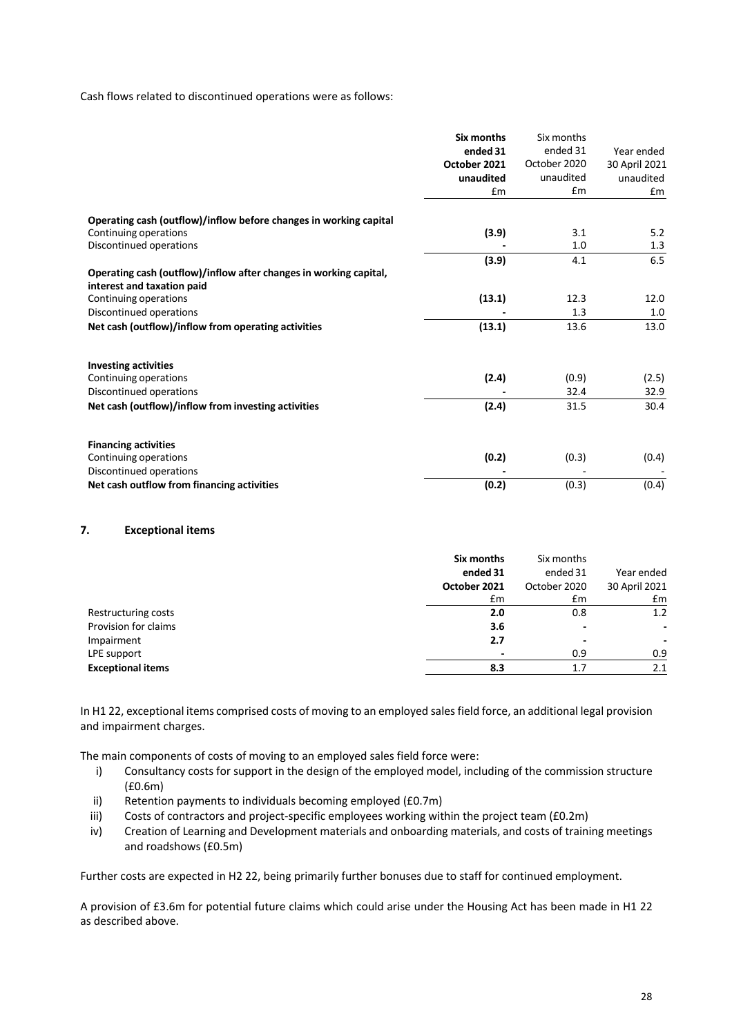Cash flows related to discontinued operations were as follows:

| | **Six months ended 31 October 2021 unaudited £m** | Six months ended 31 October 2020 unaudited £m | Year ended 30 April 2021 unaudited £m |
|---|---|---|---|
| **Operating cash (outflow)/inflow before changes in working capital** | | | |
| Continuing operations | **(3.9)** | 3.1 | 5.2 |
| Discontinued operations | **-** | 1.0 | 1.3 |
| | **(3.9)** | 4.1 | 6.5 |
| **Operating cash (outflow)/inflow after changes in working capital, interest and taxation paid** | | | |
| Continuing operations | **(13.1)** | 12.3 | 12.0 |
| Discontinued operations | **-** | 1.3 | 1.0 |
| **Net cash (outflow)/inflow from operating activities** | **(13.1)** | 13.6 | 13.0 |
| | | | |
| **Investing activities** | | | |
| Continuing operations | **(2.4)** | (0.9) | (2.5) |
| Discontinued operations | **-** | 32.4 | 32.9 |
| **Net cash (outflow)/inflow from investing activities** | **(2.4)** | 31.5 | 30.4 |
| | | | |
| **Financing activities** | | | |
| Continuing operations | **(0.2)** | (0.3) | (0.4) |
| Discontinued operations | **-** | - | - |
| **Net cash outflow from financing activities** | **(0.2)** | (0.3) | (0.4) |

## 7. Exceptional items

| | **Six months ended 31 October 2021 £m** | Six months ended 31 October 2020 £m | Year ended 30 April 2021 £m |
|---|---|---|---|
| Restructuring costs | **2.0** | 0.8 | 1.2 |
| Provision for claims | **3.6** | - | - |
| Impairment | **2.7** | - | - |
| LPE support | **-** | 0.9 | 0.9 |
| **Exceptional items** | **8.3** | 1.7 | 2.1 |

In H1 22, exceptional items comprised costs of moving to an employed sales field force, an additional legal provision and impairment charges.

The main components of costs of moving to an employed sales field force were:

i) Consultancy costs for support in the design of the employed model, including of the commission structure (£0.6m)
ii) Retention payments to individuals becoming employed (£0.7m)
iii) Costs of contractors and project-specific employees working within the project team (£0.2m)
iv) Creation of Learning and Development materials and onboarding materials, and costs of training meetings and roadshows (£0.5m)

Further costs are expected in H2 22, being primarily further bonuses due to staff for continued employment.

A provision of £3.6m for potential future claims which could arise under the Housing Act has been made in H1 22 as described above.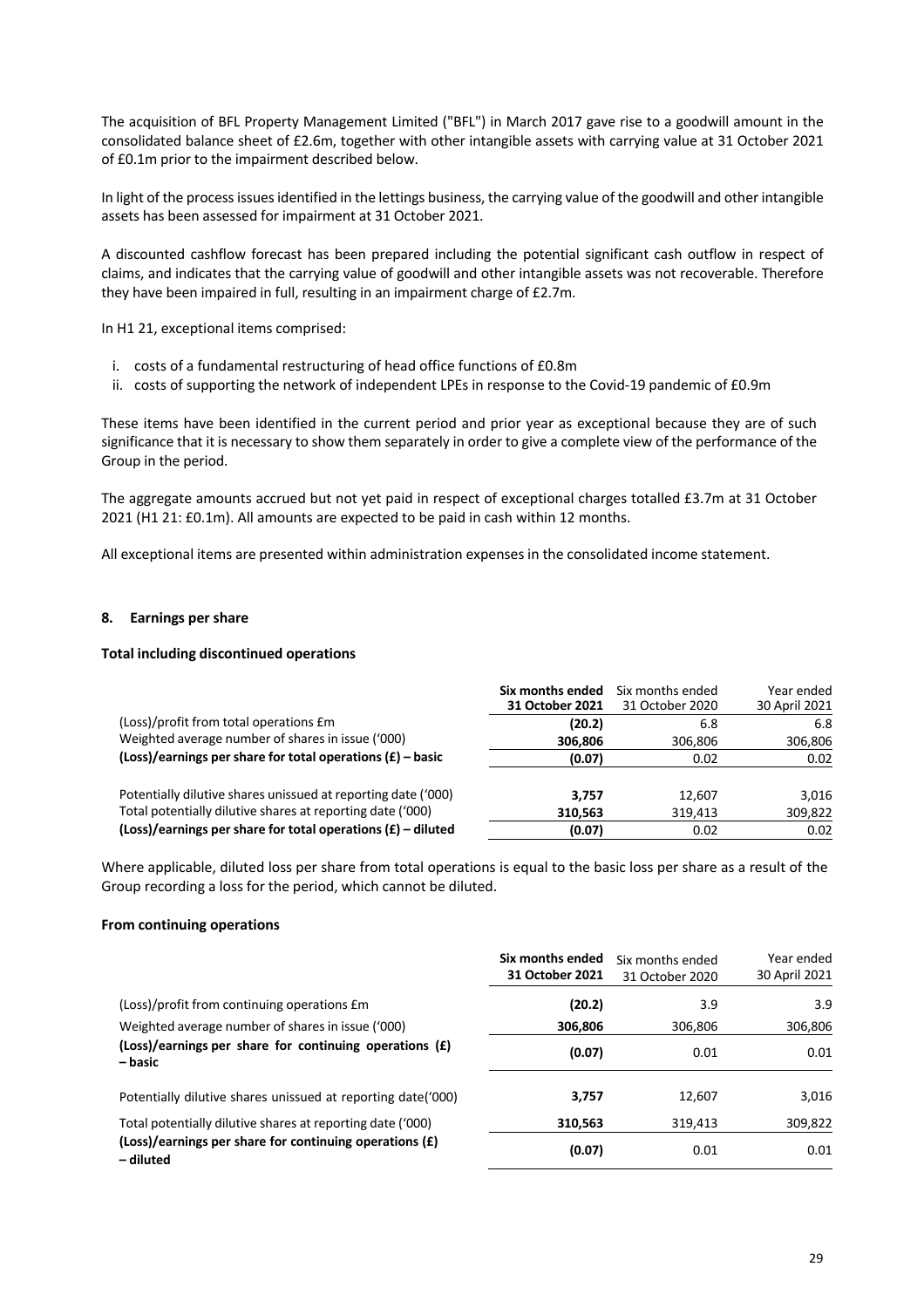The acquisition of BFL Property Management Limited ("BFL") in March 2017 gave rise to a goodwill amount in the consolidated balance sheet of £2.6m, together with other intangible assets with carrying value at 31 October 2021 of £0.1m prior to the impairment described below.

In light of the process issues identified in the lettings business, the carrying value of the goodwill and other intangible assets has been assessed for impairment at 31 October 2021.

A discounted cashflow forecast has been prepared including the potential significant cash outflow in respect of claims, and indicates that the carrying value of goodwill and other intangible assets was not recoverable. Therefore they have been impaired in full, resulting in an impairment charge of £2.7m.

In H1 21, exceptional items comprised:

i. costs of a fundamental restructuring of head office functions of £0.8m
ii. costs of supporting the network of independent LPEs in response to the Covid-19 pandemic of £0.9m

These items have been identified in the current period and prior year as exceptional because they are of such significance that it is necessary to show them separately in order to give a complete view of the performance of the Group in the period.

The aggregate amounts accrued but not yet paid in respect of exceptional charges totalled £3.7m at 31 October 2021 (H1 21: £0.1m). All amounts are expected to be paid in cash within 12 months.

All exceptional items are presented within administration expenses in the consolidated income statement.

### 8. Earnings per share

**Total including discontinued operations**

| | **Six months ended 31 October 2021** | Six months ended 31 October 2020 | Year ended 30 April 2021 |
|---|---|---|---|
| (Loss)/profit from total operations £m | **(20.2)** | 6.8 | 6.8 |
| Weighted average number of shares in issue ('000) | **306,806** | 306,806 | 306,806 |
| **(Loss)/earnings per share for total operations (£) – basic** | **(0.07)** | 0.02 | 0.02 |
| Potentially dilutive shares unissued at reporting date ('000) | **3,757** | 12,607 | 3,016 |
| Total potentially dilutive shares at reporting date ('000) | **310,563** | 319,413 | 309,822 |
| **(Loss)/earnings per share for total operations (£) – diluted** | **(0.07)** | 0.02 | 0.02 |

Where applicable, diluted loss per share from total operations is equal to the basic loss per share as a result of the Group recording a loss for the period, which cannot be diluted.

**From continuing operations**

| | **Six months ended 31 October 2021** | Six months ended 31 October 2020 | Year ended 30 April 2021 |
|---|---|---|---|
| (Loss)/profit from continuing operations £m | **(20.2)** | 3.9 | 3.9 |
| Weighted average number of shares in issue ('000) | **306,806** | 306,806 | 306,806 |
| **(Loss)/earnings per share for continuing operations (£) – basic** | **(0.07)** | 0.01 | 0.01 |
| Potentially dilutive shares unissued at reporting date('000) | **3,757** | 12,607 | 3,016 |
| Total potentially dilutive shares at reporting date ('000) | **310,563** | 319,413 | 309,822 |
| **(Loss)/earnings per share for continuing operations (£) – diluted** | **(0.07)** | 0.01 | 0.01 |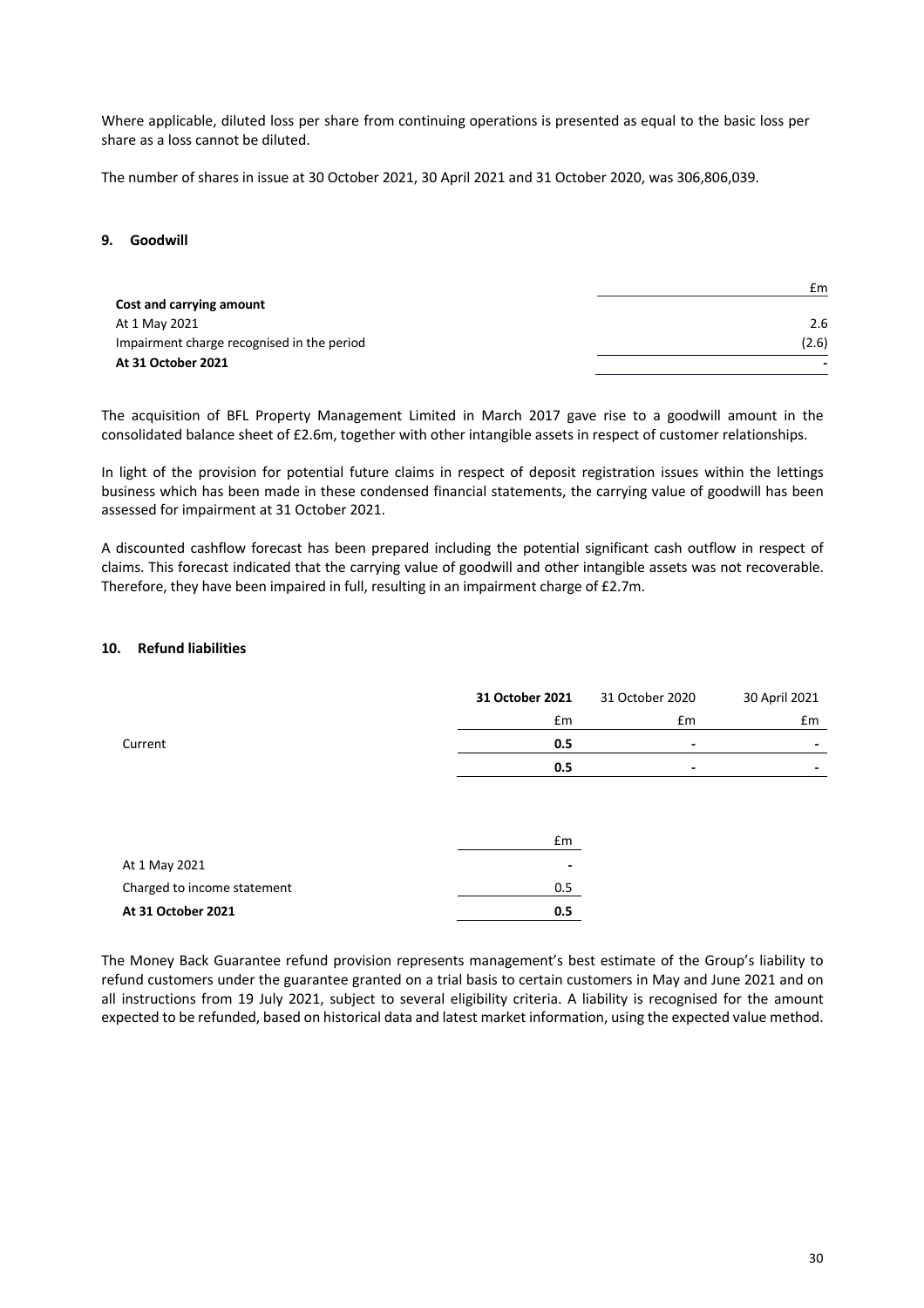Where applicable, diluted loss per share from continuing operations is presented as equal to the basic loss per share as a loss cannot be diluted.

The number of shares in issue at 30 October 2021, 30 April 2021 and 31 October 2020, was 306,806,039.

## 9. Goodwill

| | £m |
|---|---|
| **Cost and carrying amount** | |
| At 1 May 2021 | 2.6 |
| Impairment charge recognised in the period | (2.6) |
| **At 31 October 2021** | - |

The acquisition of BFL Property Management Limited in March 2017 gave rise to a goodwill amount in the consolidated balance sheet of £2.6m, together with other intangible assets in respect of customer relationships.

In light of the provision for potential future claims in respect of deposit registration issues within the lettings business which has been made in these condensed financial statements, the carrying value of goodwill has been assessed for impairment at 31 October 2021.

A discounted cashflow forecast has been prepared including the potential significant cash outflow in respect of claims. This forecast indicated that the carrying value of goodwill and other intangible assets was not recoverable. Therefore, they have been impaired in full, resulting in an impairment charge of £2.7m.

## 10. Refund liabilities

| | **31 October 2021** | 31 October 2020 | 30 April 2021 |
|---|---|---|---|
| | £m | £m | £m |
| Current | **0.5** | - | - |
| | **0.5** | - | - |

| | £m |
|---|---|
| At 1 May 2021 | - |
| Charged to income statement | 0.5 |
| **At 31 October 2021** | **0.5** |

The Money Back Guarantee refund provision represents management's best estimate of the Group's liability to refund customers under the guarantee granted on a trial basis to certain customers in May and June 2021 and on all instructions from 19 July 2021, subject to several eligibility criteria. A liability is recognised for the amount expected to be refunded, based on historical data and latest market information, using the expected value method.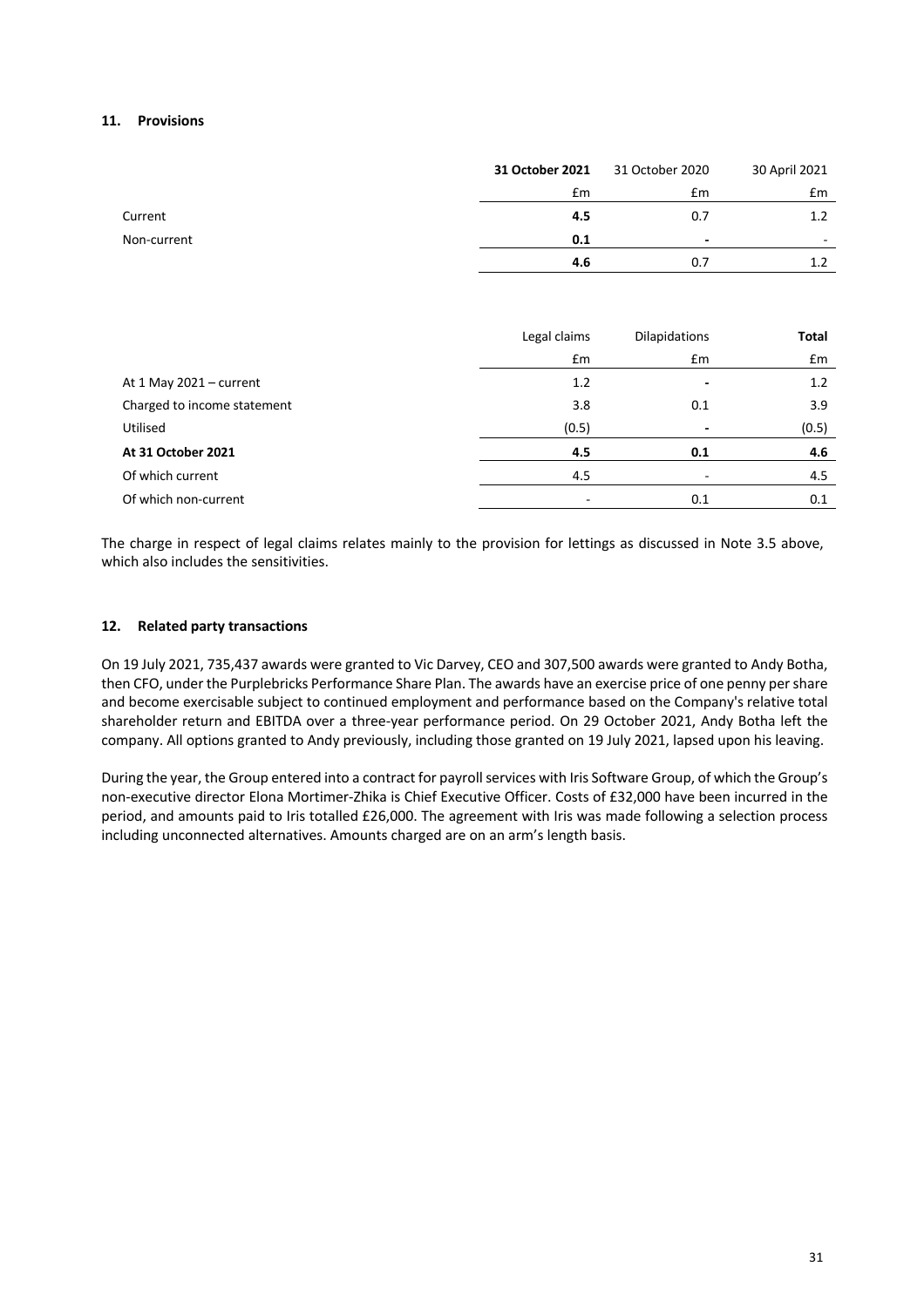## 11. Provisions

| | **31 October 2021** | 31 October 2020 | 30 April 2021 |
|---|---|---|---|
| | £m | £m | £m |
| Current | **4.5** | 0.7 | 1.2 |
| Non-current | **0.1** | - | - |
| | **4.6** | 0.7 | 1.2 |

| | Legal claims | Dilapidations | **Total** |
|---|---|---|---|
| | £m | £m | £m |
| At 1 May 2021 – current | 1.2 | - | 1.2 |
| Charged to income statement | 3.8 | 0.1 | 3.9 |
| Utilised | (0.5) | - | (0.5) |
| **At 31 October 2021** | **4.5** | **0.1** | **4.6** |
| Of which current | 4.5 | - | 4.5 |
| Of which non-current | - | 0.1 | 0.1 |

The charge in respect of legal claims relates mainly to the provision for lettings as discussed in Note 3.5 above, which also includes the sensitivities.

## 12. Related party transactions

On 19 July 2021, 735,437 awards were granted to Vic Darvey, CEO and 307,500 awards were granted to Andy Botha, then CFO, under the Purplebricks Performance Share Plan. The awards have an exercise price of one penny per share and become exercisable subject to continued employment and performance based on the Company's relative total shareholder return and EBITDA over a three-year performance period. On 29 October 2021, Andy Botha left the company. All options granted to Andy previously, including those granted on 19 July 2021, lapsed upon his leaving.

During the year, the Group entered into a contract for payroll services with Iris Software Group, of which the Group's non-executive director Elona Mortimer-Zhika is Chief Executive Officer. Costs of £32,000 have been incurred in the period, and amounts paid to Iris totalled £26,000. The agreement with Iris was made following a selection process including unconnected alternatives. Amounts charged are on an arm's length basis.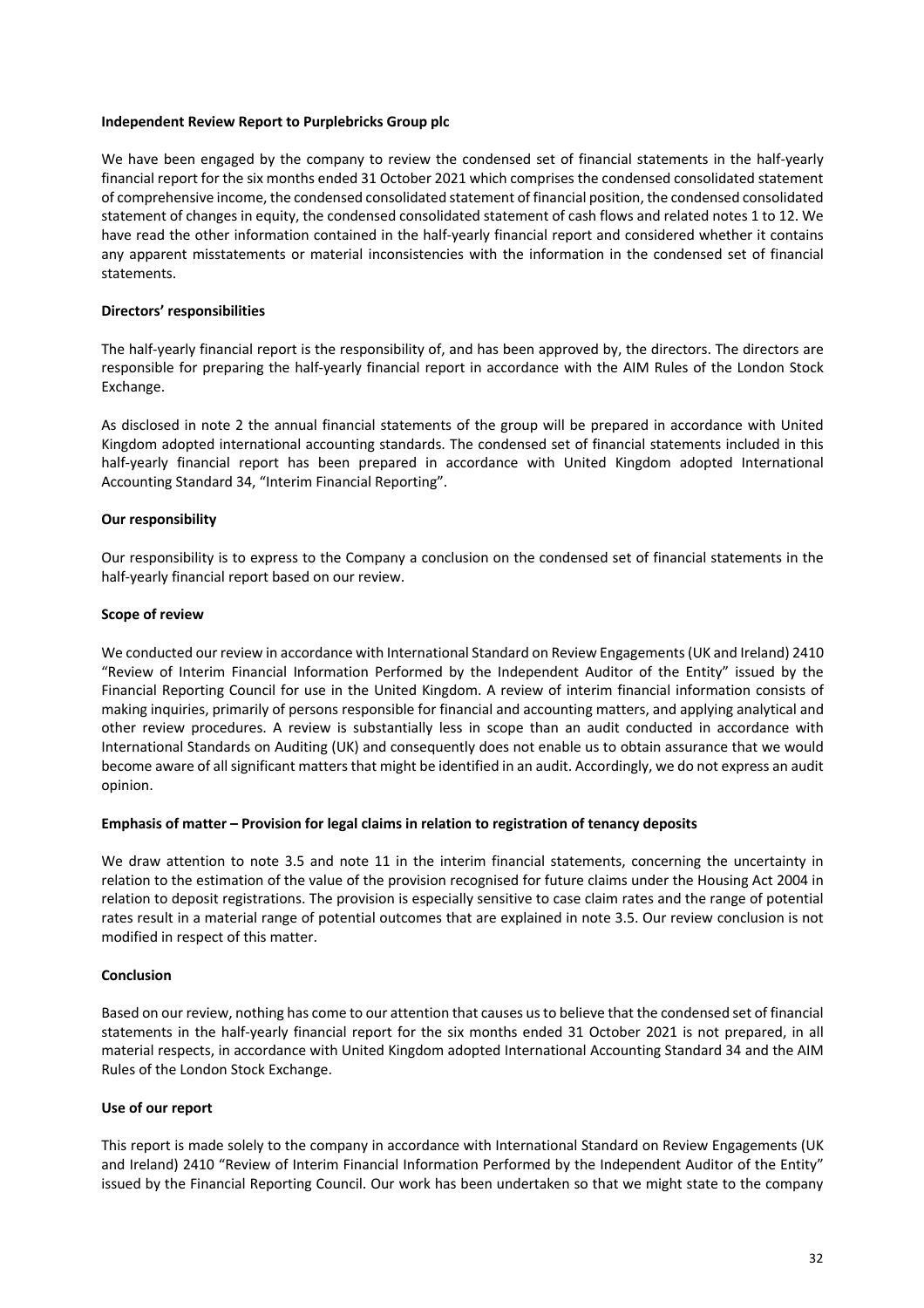**Independent Review Report to Purplebricks Group plc**

We have been engaged by the company to review the condensed set of financial statements in the half-yearly financial report for the six months ended 31 October 2021 which comprises the condensed consolidated statement of comprehensive income, the condensed consolidated statement of financial position, the condensed consolidated statement of changes in equity, the condensed consolidated statement of cash flows and related notes 1 to 12. We have read the other information contained in the half-yearly financial report and considered whether it contains any apparent misstatements or material inconsistencies with the information in the condensed set of financial statements.

**Directors' responsibilities**

The half-yearly financial report is the responsibility of, and has been approved by, the directors. The directors are responsible for preparing the half-yearly financial report in accordance with the AIM Rules of the London Stock Exchange.

As disclosed in note 2 the annual financial statements of the group will be prepared in accordance with United Kingdom adopted international accounting standards. The condensed set of financial statements included in this half-yearly financial report has been prepared in accordance with United Kingdom adopted International Accounting Standard 34, "Interim Financial Reporting".

**Our responsibility**

Our responsibility is to express to the Company a conclusion on the condensed set of financial statements in the half-yearly financial report based on our review.

**Scope of review**

We conducted our review in accordance with International Standard on Review Engagements (UK and Ireland) 2410 "Review of Interim Financial Information Performed by the Independent Auditor of the Entity" issued by the Financial Reporting Council for use in the United Kingdom. A review of interim financial information consists of making inquiries, primarily of persons responsible for financial and accounting matters, and applying analytical and other review procedures. A review is substantially less in scope than an audit conducted in accordance with International Standards on Auditing (UK) and consequently does not enable us to obtain assurance that we would become aware of all significant matters that might be identified in an audit. Accordingly, we do not express an audit opinion.

**Emphasis of matter – Provision for legal claims in relation to registration of tenancy deposits**

We draw attention to note 3.5 and note 11 in the interim financial statements, concerning the uncertainty in relation to the estimation of the value of the provision recognised for future claims under the Housing Act 2004 in relation to deposit registrations. The provision is especially sensitive to case claim rates and the range of potential rates result in a material range of potential outcomes that are explained in note 3.5. Our review conclusion is not modified in respect of this matter.

**Conclusion**

Based on our review, nothing has come to our attention that causes us to believe that the condensed set of financial statements in the half-yearly financial report for the six months ended 31 October 2021 is not prepared, in all material respects, in accordance with United Kingdom adopted International Accounting Standard 34 and the AIM Rules of the London Stock Exchange.

**Use of our report**

This report is made solely to the company in accordance with International Standard on Review Engagements (UK and Ireland) 2410 "Review of Interim Financial Information Performed by the Independent Auditor of the Entity" issued by the Financial Reporting Council. Our work has been undertaken so that we might state to the company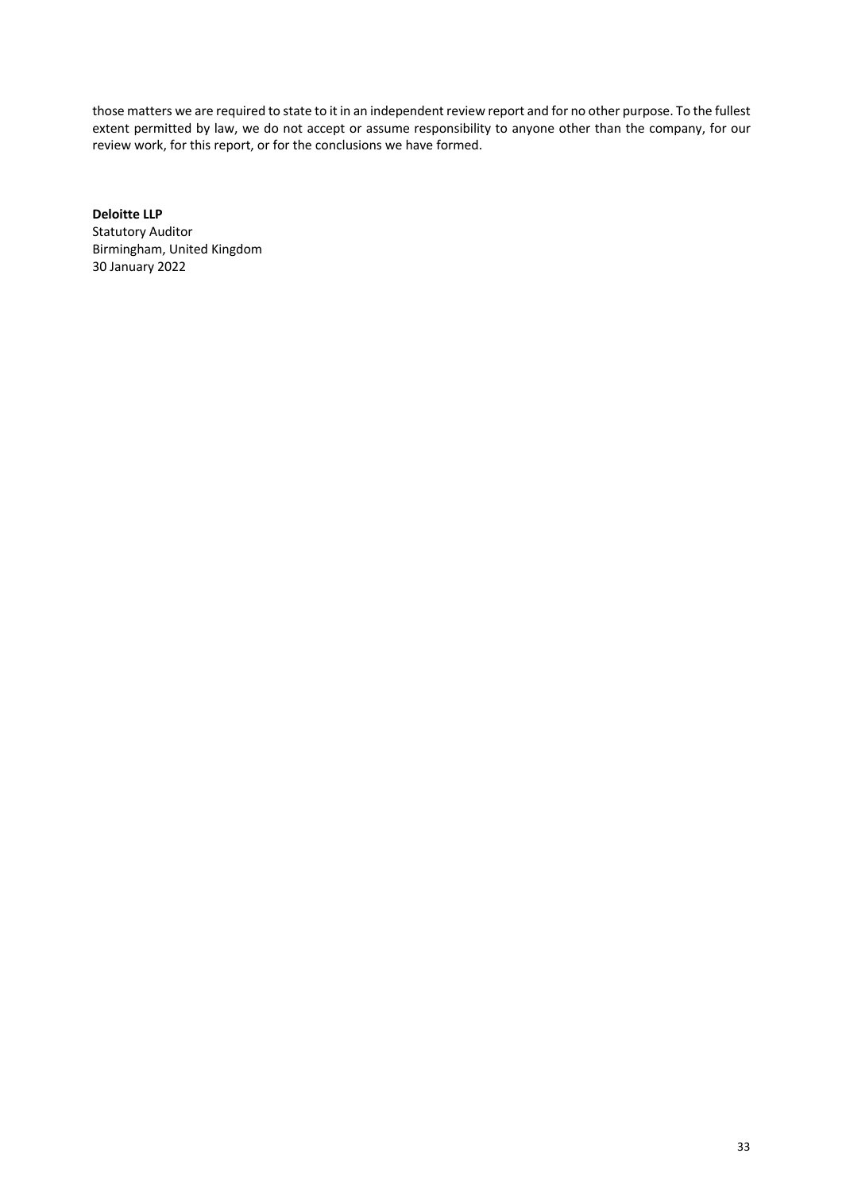those matters we are required to state to it in an independent review report and for no other purpose. To the fullest extent permitted by law, we do not accept or assume responsibility to anyone other than the company, for our review work, for this report, or for the conclusions we have formed.

**Deloitte LLP**
Statutory Auditor
Birmingham, United Kingdom
30 January 2022